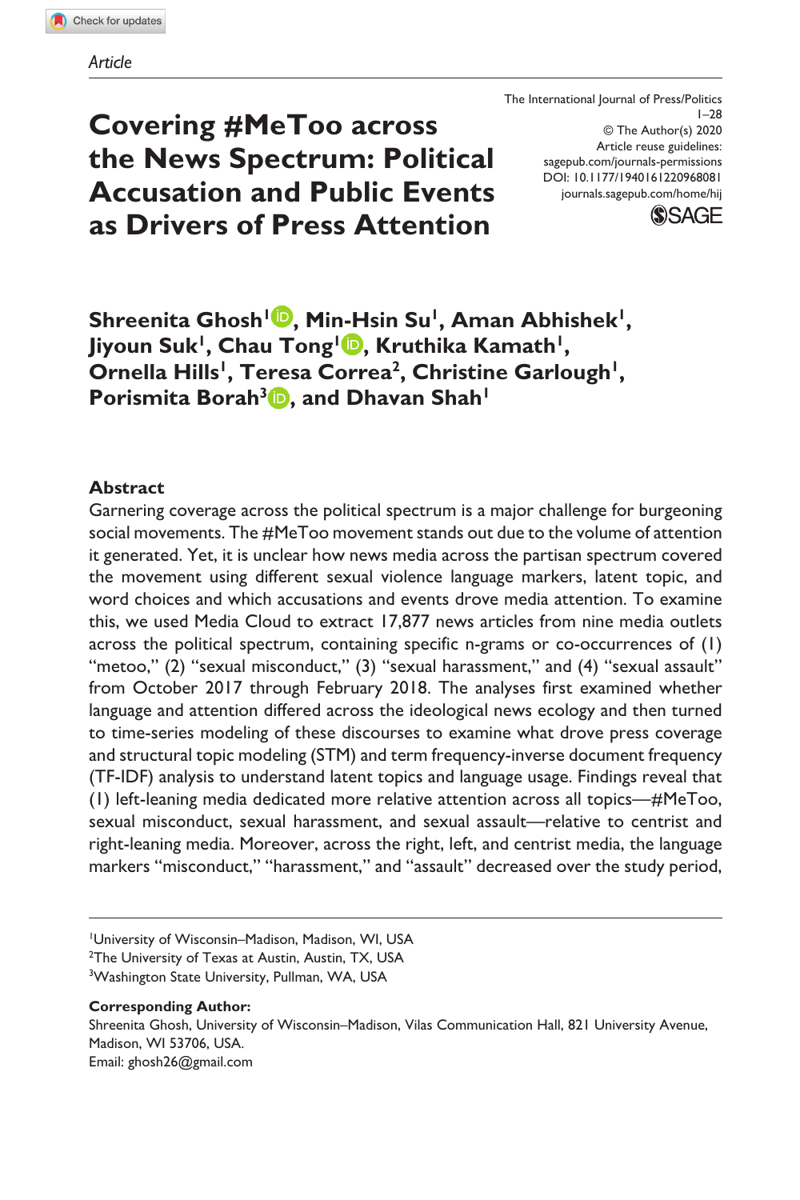*Article*

The International Journal of Press/Politics
1–28
© The Author(s) 2020
Article reuse guidelines:
sagepub.com/journals-permissions
DOI: 10.1177/1940161220968081
journals.sagepub.com/home/hij

# Covering #MeToo across the News Spectrum: Political Accusation and Public Events as Drivers of Press Attention

**Shreenita Ghosh[1], Min-Hsin Su[1], Aman Abhishek[1], Jiyoun Suk[1], Chau Tong[1], Kruthika Kamath[1], Ornella Hills[1], Teresa Correa[2], Christine Garlough[1], Porismita Borah[3], and Dhavan Shah[1]**

## Abstract

Garnering coverage across the political spectrum is a major challenge for burgeoning social movements. The #MeToo movement stands out due to the volume of attention it generated. Yet, it is unclear how news media across the partisan spectrum covered the movement using different sexual violence language markers, latent topic, and word choices and which accusations and events drove media attention. To examine this, we used Media Cloud to extract 17,877 news articles from nine media outlets across the political spectrum, containing specific n-grams or co-occurrences of (1) "metoo," (2) "sexual misconduct," (3) "sexual harassment," and (4) "sexual assault" from October 2017 through February 2018. The analyses first examined whether language and attention differed across the ideological news ecology and then turned to time-series modeling of these discourses to examine what drove press coverage and structural topic modeling (STM) and term frequency-inverse document frequency (TF-IDF) analysis to understand latent topics and language usage. Findings reveal that (1) left-leaning media dedicated more relative attention across all topics—#MeToo, sexual misconduct, sexual harassment, and sexual assault—relative to centrist and right-leaning media. Moreover, across the right, left, and centrist media, the language markers "misconduct," "harassment," and "assault" decreased over the study period,

[1]University of Wisconsin–Madison, Madison, WI, USA
[2]The University of Texas at Austin, Austin, TX, USA
[3]Washington State University, Pullman, WA, USA

**Corresponding Author:**
Shreenita Ghosh, University of Wisconsin–Madison, Vilas Communication Hall, 821 University Avenue, Madison, WI 53706, USA.
Email: ghosh26@gmail.com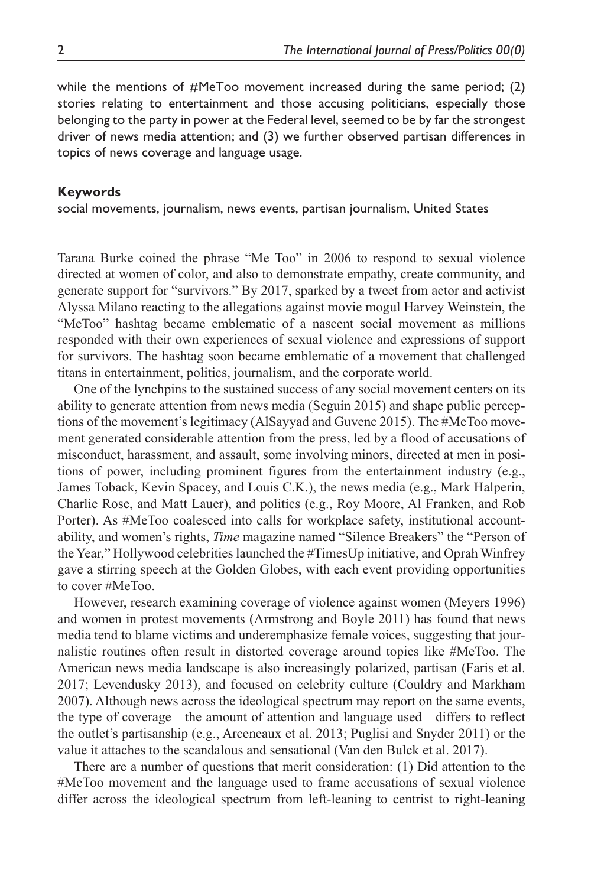while the mentions of #MeToo movement increased during the same period; (2) stories relating to entertainment and those accusing politicians, especially those belonging to the party in power at the Federal level, seemed to be by far the strongest driver of news media attention; and (3) we further observed partisan differences in topics of news coverage and language usage.

### Keywords

social movements, journalism, news events, partisan journalism, United States

Tarana Burke coined the phrase "Me Too" in 2006 to respond to sexual violence directed at women of color, and also to demonstrate empathy, create community, and generate support for "survivors." By 2017, sparked by a tweet from actor and activist Alyssa Milano reacting to the allegations against movie mogul Harvey Weinstein, the "MeToo" hashtag became emblematic of a nascent social movement as millions responded with their own experiences of sexual violence and expressions of support for survivors. The hashtag soon became emblematic of a movement that challenged titans in entertainment, politics, journalism, and the corporate world.

One of the lynchpins to the sustained success of any social movement centers on its ability to generate attention from news media (Seguin 2015) and shape public perceptions of the movement's legitimacy (AlSayyad and Guvenc 2015). The #MeToo movement generated considerable attention from the press, led by a flood of accusations of misconduct, harassment, and assault, some involving minors, directed at men in positions of power, including prominent figures from the entertainment industry (e.g., James Toback, Kevin Spacey, and Louis C.K.), the news media (e.g., Mark Halperin, Charlie Rose, and Matt Lauer), and politics (e.g., Roy Moore, Al Franken, and Rob Porter). As #MeToo coalesced into calls for workplace safety, institutional accountability, and women's rights, *Time* magazine named "Silence Breakers" the "Person of the Year," Hollywood celebrities launched the #TimesUp initiative, and Oprah Winfrey gave a stirring speech at the Golden Globes, with each event providing opportunities to cover #MeToo.

However, research examining coverage of violence against women (Meyers 1996) and women in protest movements (Armstrong and Boyle 2011) has found that news media tend to blame victims and underemphasize female voices, suggesting that journalistic routines often result in distorted coverage around topics like #MeToo. The American news media landscape is also increasingly polarized, partisan (Faris et al. 2017; Levendusky 2013), and focused on celebrity culture (Couldry and Markham 2007). Although news across the ideological spectrum may report on the same events, the type of coverage—the amount of attention and language used—differs to reflect the outlet's partisanship (e.g., Arceneaux et al. 2013; Puglisi and Snyder 2011) or the value it attaches to the scandalous and sensational (Van den Bulck et al. 2017).

There are a number of questions that merit consideration: (1) Did attention to the #MeToo movement and the language used to frame accusations of sexual violence differ across the ideological spectrum from left-leaning to centrist to right-leaning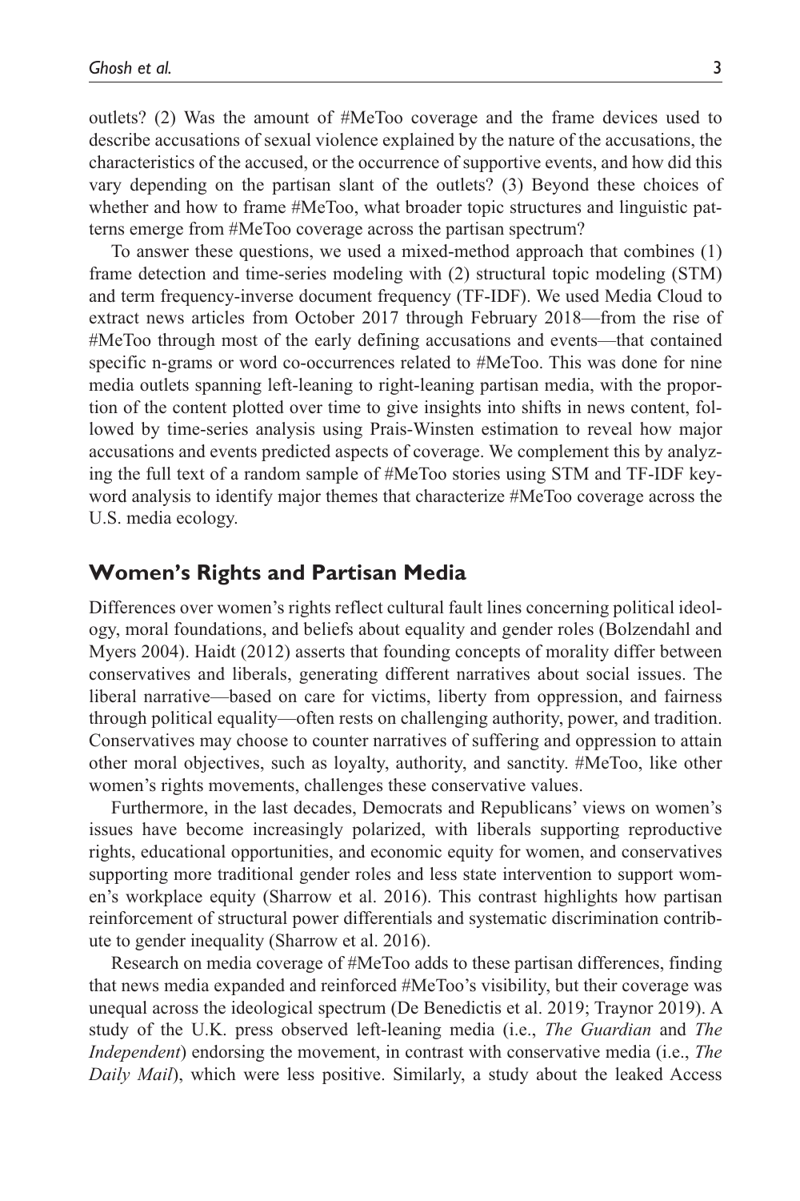outlets? (2) Was the amount of #MeToo coverage and the frame devices used to describe accusations of sexual violence explained by the nature of the accusations, the characteristics of the accused, or the occurrence of supportive events, and how did this vary depending on the partisan slant of the outlets? (3) Beyond these choices of whether and how to frame #MeToo, what broader topic structures and linguistic patterns emerge from #MeToo coverage across the partisan spectrum?

To answer these questions, we used a mixed-method approach that combines (1) frame detection and time-series modeling with (2) structural topic modeling (STM) and term frequency-inverse document frequency (TF-IDF). We used Media Cloud to extract news articles from October 2017 through February 2018—from the rise of #MeToo through most of the early defining accusations and events—that contained specific n-grams or word co-occurrences related to #MeToo. This was done for nine media outlets spanning left-leaning to right-leaning partisan media, with the proportion of the content plotted over time to give insights into shifts in news content, followed by time-series analysis using Prais-Winsten estimation to reveal how major accusations and events predicted aspects of coverage. We complement this by analyzing the full text of a random sample of #MeToo stories using STM and TF-IDF keyword analysis to identify major themes that characterize #MeToo coverage across the U.S. media ecology.

## Women's Rights and Partisan Media

Differences over women's rights reflect cultural fault lines concerning political ideology, moral foundations, and beliefs about equality and gender roles (Bolzendahl and Myers 2004). Haidt (2012) asserts that founding concepts of morality differ between conservatives and liberals, generating different narratives about social issues. The liberal narrative—based on care for victims, liberty from oppression, and fairness through political equality—often rests on challenging authority, power, and tradition. Conservatives may choose to counter narratives of suffering and oppression to attain other moral objectives, such as loyalty, authority, and sanctity. #MeToo, like other women's rights movements, challenges these conservative values.

Furthermore, in the last decades, Democrats and Republicans' views on women's issues have become increasingly polarized, with liberals supporting reproductive rights, educational opportunities, and economic equity for women, and conservatives supporting more traditional gender roles and less state intervention to support women's workplace equity (Sharrow et al. 2016). This contrast highlights how partisan reinforcement of structural power differentials and systematic discrimination contribute to gender inequality (Sharrow et al. 2016).

Research on media coverage of #MeToo adds to these partisan differences, finding that news media expanded and reinforced #MeToo's visibility, but their coverage was unequal across the ideological spectrum (De Benedictis et al. 2019; Traynor 2019). A study of the U.K. press observed left-leaning media (i.e., *The Guardian* and *The Independent*) endorsing the movement, in contrast with conservative media (i.e., *The Daily Mail*), which were less positive. Similarly, a study about the leaked Access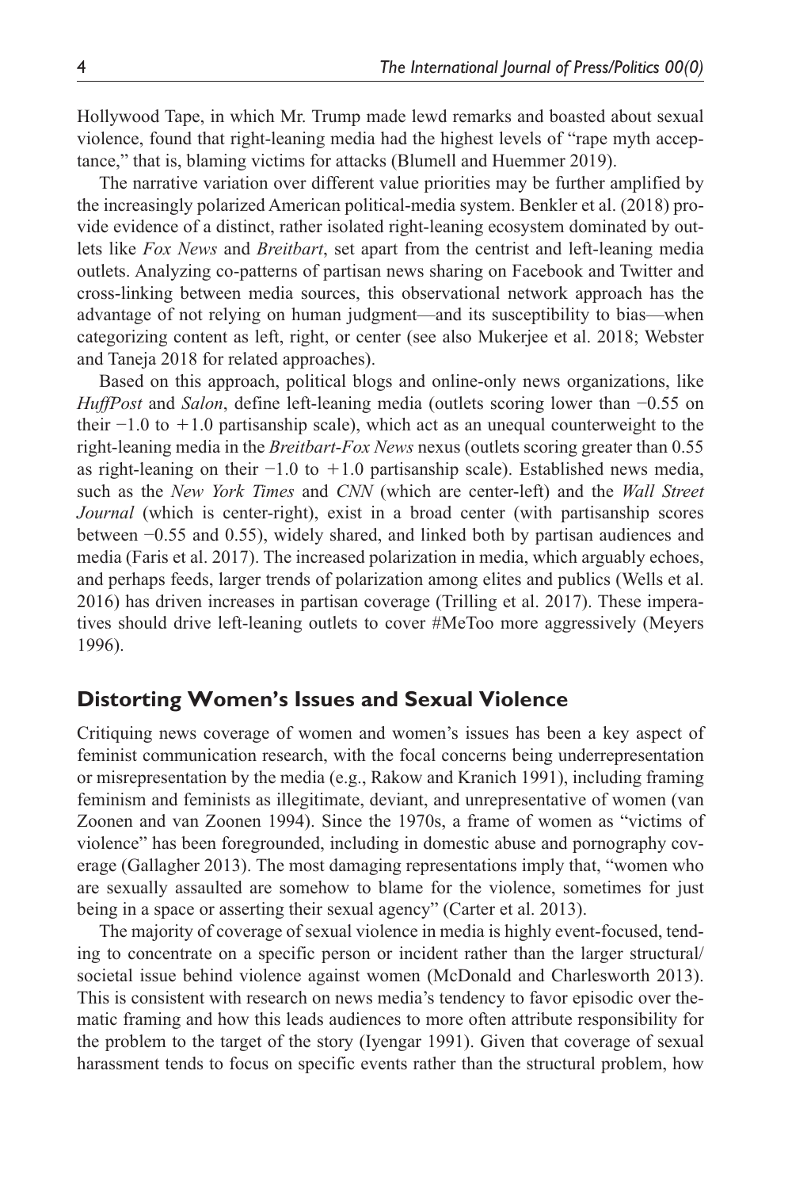Hollywood Tape, in which Mr. Trump made lewd remarks and boasted about sexual violence, found that right-leaning media had the highest levels of "rape myth acceptance," that is, blaming victims for attacks (Blumell and Huemmer 2019).

The narrative variation over different value priorities may be further amplified by the increasingly polarized American political-media system. Benkler et al. (2018) provide evidence of a distinct, rather isolated right-leaning ecosystem dominated by outlets like *Fox News* and *Breitbart*, set apart from the centrist and left-leaning media outlets. Analyzing co-patterns of partisan news sharing on Facebook and Twitter and cross-linking between media sources, this observational network approach has the advantage of not relying on human judgment—and its susceptibility to bias—when categorizing content as left, right, or center (see also Mukerjee et al. 2018; Webster and Taneja 2018 for related approaches).

Based on this approach, political blogs and online-only news organizations, like *HuffPost* and *Salon*, define left-leaning media (outlets scoring lower than −0.55 on their −1.0 to +1.0 partisanship scale), which act as an unequal counterweight to the right-leaning media in the *Breitbart-Fox News* nexus (outlets scoring greater than 0.55 as right-leaning on their −1.0 to +1.0 partisanship scale). Established news media, such as the *New York Times* and *CNN* (which are center-left) and the *Wall Street Journal* (which is center-right), exist in a broad center (with partisanship scores between −0.55 and 0.55), widely shared, and linked both by partisan audiences and media (Faris et al. 2017). The increased polarization in media, which arguably echoes, and perhaps feeds, larger trends of polarization among elites and publics (Wells et al. 2016) has driven increases in partisan coverage (Trilling et al. 2017). These imperatives should drive left-leaning outlets to cover #MeToo more aggressively (Meyers 1996).

## Distorting Women's Issues and Sexual Violence

Critiquing news coverage of women and women's issues has been a key aspect of feminist communication research, with the focal concerns being underrepresentation or misrepresentation by the media (e.g., Rakow and Kranich 1991), including framing feminism and feminists as illegitimate, deviant, and unrepresentative of women (van Zoonen and van Zoonen 1994). Since the 1970s, a frame of women as "victims of violence" has been foregrounded, including in domestic abuse and pornography coverage (Gallagher 2013). The most damaging representations imply that, "women who are sexually assaulted are somehow to blame for the violence, sometimes for just being in a space or asserting their sexual agency" (Carter et al. 2013).

The majority of coverage of sexual violence in media is highly event-focused, tending to concentrate on a specific person or incident rather than the larger structural/societal issue behind violence against women (McDonald and Charlesworth 2013). This is consistent with research on news media's tendency to favor episodic over thematic framing and how this leads audiences to more often attribute responsibility for the problem to the target of the story (Iyengar 1991). Given that coverage of sexual harassment tends to focus on specific events rather than the structural problem, how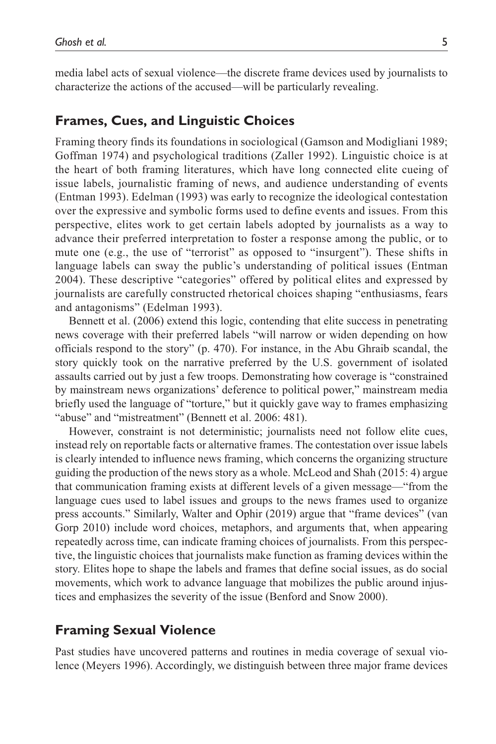media label acts of sexual violence—the discrete frame devices used by journalists to characterize the actions of the accused—will be particularly revealing.

## Frames, Cues, and Linguistic Choices

Framing theory finds its foundations in sociological (Gamson and Modigliani 1989; Goffman 1974) and psychological traditions (Zaller 1992). Linguistic choice is at the heart of both framing literatures, which have long connected elite cueing of issue labels, journalistic framing of news, and audience understanding of events (Entman 1993). Edelman (1993) was early to recognize the ideological contestation over the expressive and symbolic forms used to define events and issues. From this perspective, elites work to get certain labels adopted by journalists as a way to advance their preferred interpretation to foster a response among the public, or to mute one (e.g., the use of "terrorist" as opposed to "insurgent"). These shifts in language labels can sway the public's understanding of political issues (Entman 2004). These descriptive "categories" offered by political elites and expressed by journalists are carefully constructed rhetorical choices shaping "enthusiasms, fears and antagonisms" (Edelman 1993).

Bennett et al. (2006) extend this logic, contending that elite success in penetrating news coverage with their preferred labels "will narrow or widen depending on how officials respond to the story" (p. 470). For instance, in the Abu Ghraib scandal, the story quickly took on the narrative preferred by the U.S. government of isolated assaults carried out by just a few troops. Demonstrating how coverage is "constrained by mainstream news organizations' deference to political power," mainstream media briefly used the language of "torture," but it quickly gave way to frames emphasizing "abuse" and "mistreatment" (Bennett et al. 2006: 481).

However, constraint is not deterministic; journalists need not follow elite cues, instead rely on reportable facts or alternative frames. The contestation over issue labels is clearly intended to influence news framing, which concerns the organizing structure guiding the production of the news story as a whole. McLeod and Shah (2015: 4) argue that communication framing exists at different levels of a given message—"from the language cues used to label issues and groups to the news frames used to organize press accounts." Similarly, Walter and Ophir (2019) argue that "frame devices" (van Gorp 2010) include word choices, metaphors, and arguments that, when appearing repeatedly across time, can indicate framing choices of journalists. From this perspective, the linguistic choices that journalists make function as framing devices within the story. Elites hope to shape the labels and frames that define social issues, as do social movements, which work to advance language that mobilizes the public around injustices and emphasizes the severity of the issue (Benford and Snow 2000).

## Framing Sexual Violence

Past studies have uncovered patterns and routines in media coverage of sexual violence (Meyers 1996). Accordingly, we distinguish between three major frame devices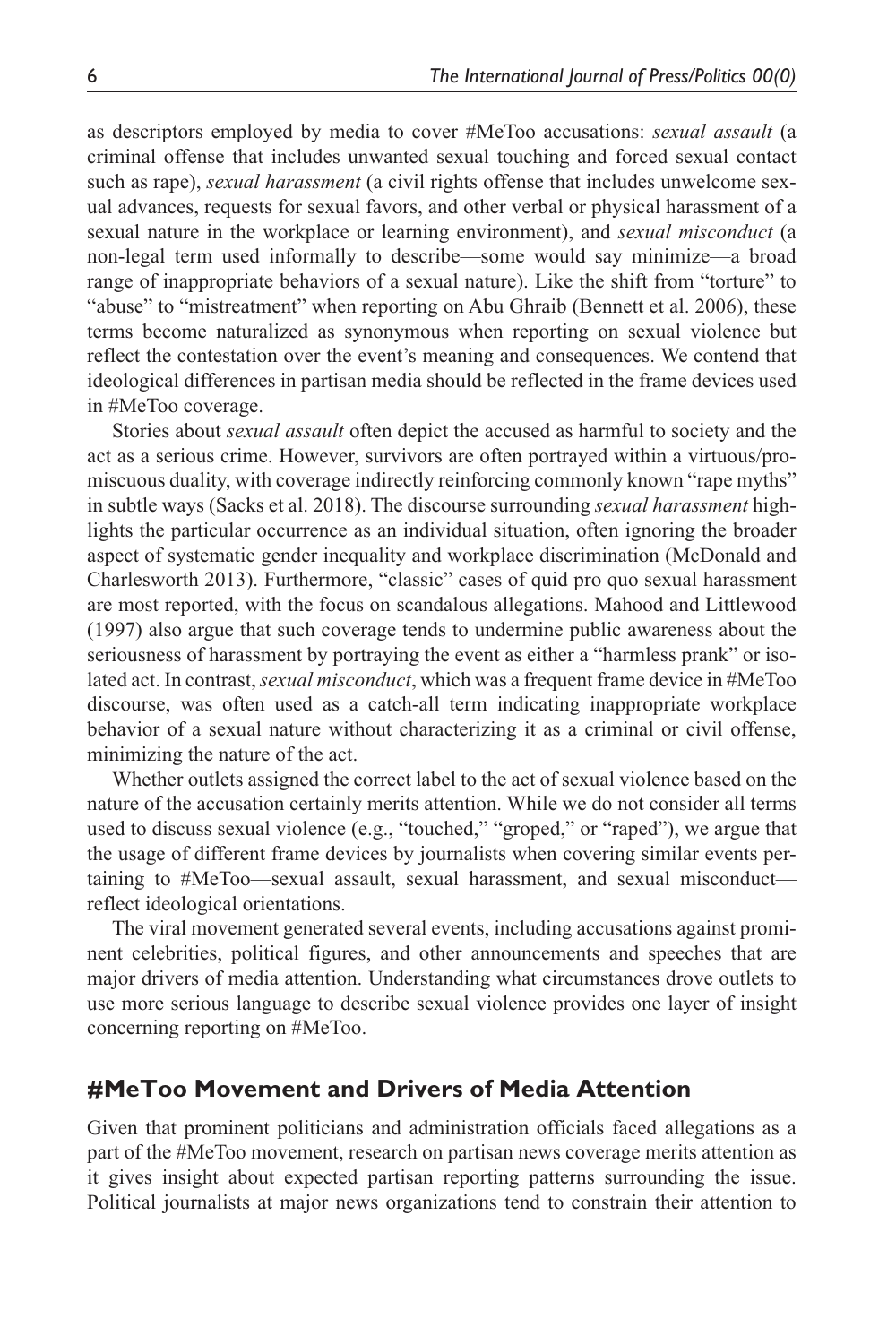as descriptors employed by media to cover #MeToo accusations: *sexual assault* (a criminal offense that includes unwanted sexual touching and forced sexual contact such as rape), *sexual harassment* (a civil rights offense that includes unwelcome sexual advances, requests for sexual favors, and other verbal or physical harassment of a sexual nature in the workplace or learning environment), and *sexual misconduct* (a non-legal term used informally to describe—some would say minimize—a broad range of inappropriate behaviors of a sexual nature). Like the shift from "torture" to "abuse" to "mistreatment" when reporting on Abu Ghraib (Bennett et al. 2006), these terms become naturalized as synonymous when reporting on sexual violence but reflect the contestation over the event's meaning and consequences. We contend that ideological differences in partisan media should be reflected in the frame devices used in #MeToo coverage.

Stories about *sexual assault* often depict the accused as harmful to society and the act as a serious crime. However, survivors are often portrayed within a virtuous/promiscuous duality, with coverage indirectly reinforcing commonly known "rape myths" in subtle ways (Sacks et al. 2018). The discourse surrounding *sexual harassment* highlights the particular occurrence as an individual situation, often ignoring the broader aspect of systematic gender inequality and workplace discrimination (McDonald and Charlesworth 2013). Furthermore, "classic" cases of quid pro quo sexual harassment are most reported, with the focus on scandalous allegations. Mahood and Littlewood (1997) also argue that such coverage tends to undermine public awareness about the seriousness of harassment by portraying the event as either a "harmless prank" or isolated act. In contrast, *sexual misconduct*, which was a frequent frame device in #MeToo discourse, was often used as a catch-all term indicating inappropriate workplace behavior of a sexual nature without characterizing it as a criminal or civil offense, minimizing the nature of the act.

Whether outlets assigned the correct label to the act of sexual violence based on the nature of the accusation certainly merits attention. While we do not consider all terms used to discuss sexual violence (e.g., "touched," "groped," or "raped"), we argue that the usage of different frame devices by journalists when covering similar events pertaining to #MeToo—sexual assault, sexual harassment, and sexual misconduct—reflect ideological orientations.

The viral movement generated several events, including accusations against prominent celebrities, political figures, and other announcements and speeches that are major drivers of media attention. Understanding what circumstances drove outlets to use more serious language to describe sexual violence provides one layer of insight concerning reporting on #MeToo.

## #MeToo Movement and Drivers of Media Attention

Given that prominent politicians and administration officials faced allegations as a part of the #MeToo movement, research on partisan news coverage merits attention as it gives insight about expected partisan reporting patterns surrounding the issue. Political journalists at major news organizations tend to constrain their attention to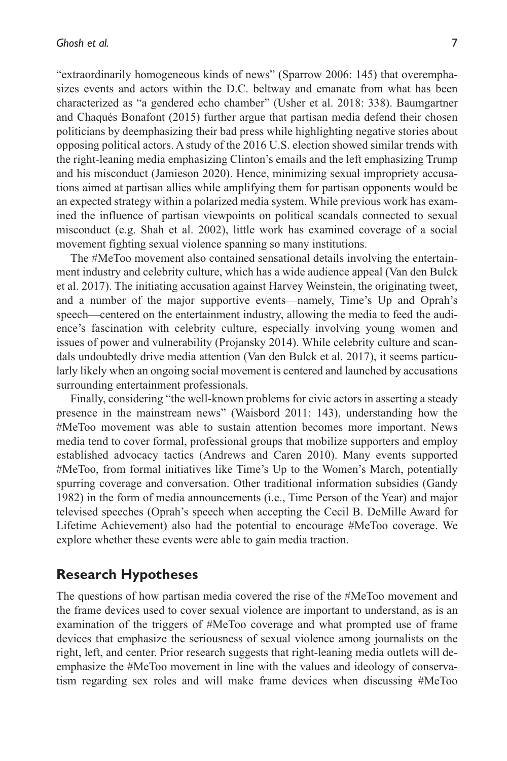"extraordinarily homogeneous kinds of news" (Sparrow 2006: 145) that overemphasizes events and actors within the D.C. beltway and emanate from what has been characterized as "a gendered echo chamber" (Usher et al. 2018: 338). Baumgartner and Chaqués Bonafont (2015) further argue that partisan media defend their chosen politicians by deemphasizing their bad press while highlighting negative stories about opposing political actors. A study of the 2016 U.S. election showed similar trends with the right-leaning media emphasizing Clinton's emails and the left emphasizing Trump and his misconduct (Jamieson 2020). Hence, minimizing sexual impropriety accusations aimed at partisan allies while amplifying them for partisan opponents would be an expected strategy within a polarized media system. While previous work has examined the influence of partisan viewpoints on political scandals connected to sexual misconduct (e.g. Shah et al. 2002), little work has examined coverage of a social movement fighting sexual violence spanning so many institutions.

The #MeToo movement also contained sensational details involving the entertainment industry and celebrity culture, which has a wide audience appeal (Van den Bulck et al. 2017). The initiating accusation against Harvey Weinstein, the originating tweet, and a number of the major supportive events—namely, Time's Up and Oprah's speech—centered on the entertainment industry, allowing the media to feed the audience's fascination with celebrity culture, especially involving young women and issues of power and vulnerability (Projansky 2014). While celebrity culture and scandals undoubtedly drive media attention (Van den Bulck et al. 2017), it seems particularly likely when an ongoing social movement is centered and launched by accusations surrounding entertainment professionals.

Finally, considering "the well-known problems for civic actors in asserting a steady presence in the mainstream news" (Waisbord 2011: 143), understanding how the #MeToo movement was able to sustain attention becomes more important. News media tend to cover formal, professional groups that mobilize supporters and employ established advocacy tactics (Andrews and Caren 2010). Many events supported #MeToo, from formal initiatives like Time's Up to the Women's March, potentially spurring coverage and conversation. Other traditional information subsidies (Gandy 1982) in the form of media announcements (i.e., Time Person of the Year) and major televised speeches (Oprah's speech when accepting the Cecil B. DeMille Award for Lifetime Achievement) also had the potential to encourage #MeToo coverage. We explore whether these events were able to gain media traction.

## Research Hypotheses

The questions of how partisan media covered the rise of the #MeToo movement and the frame devices used to cover sexual violence are important to understand, as is an examination of the triggers of #MeToo coverage and what prompted use of frame devices that emphasize the seriousness of sexual violence among journalists on the right, left, and center. Prior research suggests that right-leaning media outlets will deemphasize the #MeToo movement in line with the values and ideology of conservatism regarding sex roles and will make frame devices when discussing #MeToo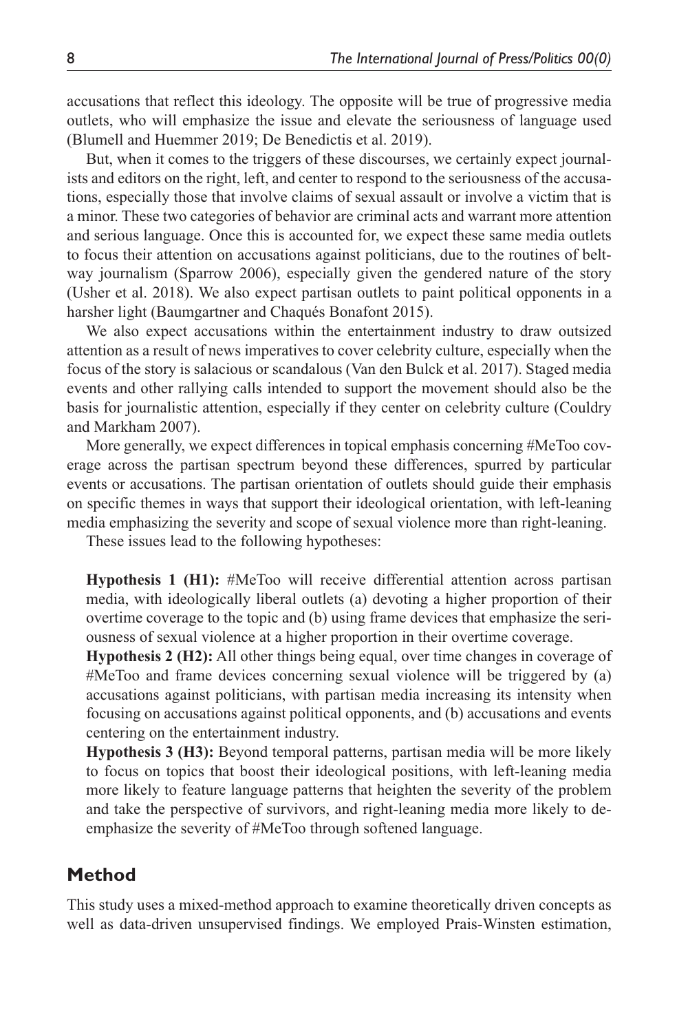accusations that reflect this ideology. The opposite will be true of progressive media outlets, who will emphasize the issue and elevate the seriousness of language used (Blumell and Huemmer 2019; De Benedictis et al. 2019).

But, when it comes to the triggers of these discourses, we certainly expect journalists and editors on the right, left, and center to respond to the seriousness of the accusations, especially those that involve claims of sexual assault or involve a victim that is a minor. These two categories of behavior are criminal acts and warrant more attention and serious language. Once this is accounted for, we expect these same media outlets to focus their attention on accusations against politicians, due to the routines of beltway journalism (Sparrow 2006), especially given the gendered nature of the story (Usher et al. 2018). We also expect partisan outlets to paint political opponents in a harsher light (Baumgartner and Chaqués Bonafont 2015).

We also expect accusations within the entertainment industry to draw outsized attention as a result of news imperatives to cover celebrity culture, especially when the focus of the story is salacious or scandalous (Van den Bulck et al. 2017). Staged media events and other rallying calls intended to support the movement should also be the basis for journalistic attention, especially if they center on celebrity culture (Couldry and Markham 2007).

More generally, we expect differences in topical emphasis concerning #MeToo coverage across the partisan spectrum beyond these differences, spurred by particular events or accusations. The partisan orientation of outlets should guide their emphasis on specific themes in ways that support their ideological orientation, with left-leaning media emphasizing the severity and scope of sexual violence more than right-leaning.

These issues lead to the following hypotheses:

> **Hypothesis 1 (H1):** #MeToo will receive differential attention across partisan media, with ideologically liberal outlets (a) devoting a higher proportion of their overtime coverage to the topic and (b) using frame devices that emphasize the seriousness of sexual violence at a higher proportion in their overtime coverage.
>
> **Hypothesis 2 (H2):** All other things being equal, over time changes in coverage of #MeToo and frame devices concerning sexual violence will be triggered by (a) accusations against politicians, with partisan media increasing its intensity when focusing on accusations against political opponents, and (b) accusations and events centering on the entertainment industry.
>
> **Hypothesis 3 (H3):** Beyond temporal patterns, partisan media will be more likely to focus on topics that boost their ideological positions, with left-leaning media more likely to feature language patterns that heighten the severity of the problem and take the perspective of survivors, and right-leaning media more likely to de-emphasize the severity of #MeToo through softened language.

## Method

This study uses a mixed-method approach to examine theoretically driven concepts as well as data-driven unsupervised findings. We employed Prais-Winsten estimation,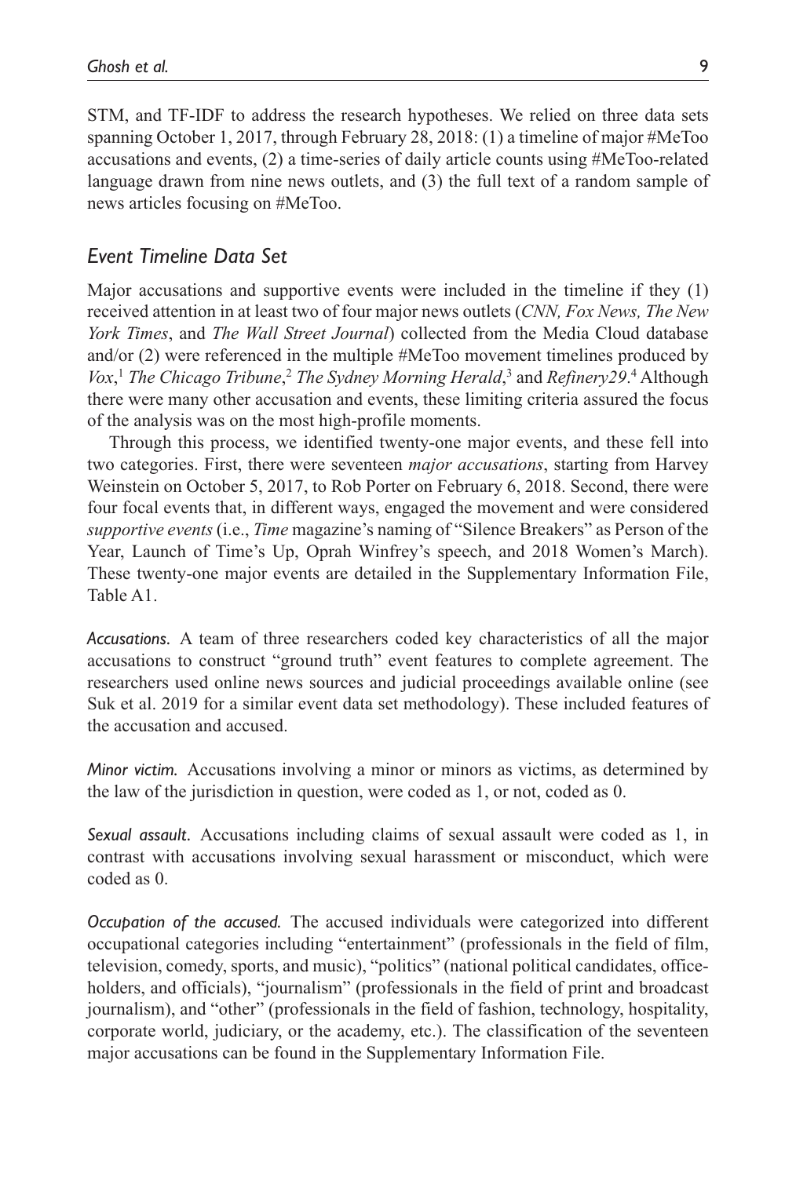STM, and TF-IDF to address the research hypotheses. We relied on three data sets spanning October 1, 2017, through February 28, 2018: (1) a timeline of major #MeToo accusations and events, (2) a time-series of daily article counts using #MeToo-related language drawn from nine news outlets, and (3) the full text of a random sample of news articles focusing on #MeToo.

## *Event Timeline Data Set*

Major accusations and supportive events were included in the timeline if they (1) received attention in at least two of four major news outlets (*CNN, Fox News, The New York Times*, and *The Wall Street Journal*) collected from the Media Cloud database and/or (2) were referenced in the multiple #MeToo movement timelines produced by *Vox*,[1] *The Chicago Tribune*,[2] *The Sydney Morning Herald*,[3] and *Refinery29*.[4] Although there were many other accusation and events, these limiting criteria assured the focus of the analysis was on the most high-profile moments.

Through this process, we identified twenty-one major events, and these fell into two categories. First, there were seventeen *major accusations*, starting from Harvey Weinstein on October 5, 2017, to Rob Porter on February 6, 2018. Second, there were four focal events that, in different ways, engaged the movement and were considered *supportive events* (i.e., *Time* magazine's naming of "Silence Breakers" as Person of the Year, Launch of Time's Up, Oprah Winfrey's speech, and 2018 Women's March). These twenty-one major events are detailed in the Supplementary Information File, Table A1.

*Accusations.* A team of three researchers coded key characteristics of all the major accusations to construct "ground truth" event features to complete agreement. The researchers used online news sources and judicial proceedings available online (see Suk et al. 2019 for a similar event data set methodology). These included features of the accusation and accused.

*Minor victim.* Accusations involving a minor or minors as victims, as determined by the law of the jurisdiction in question, were coded as 1, or not, coded as 0.

*Sexual assault.* Accusations including claims of sexual assault were coded as 1, in contrast with accusations involving sexual harassment or misconduct, which were coded as 0.

*Occupation of the accused.* The accused individuals were categorized into different occupational categories including "entertainment" (professionals in the field of film, television, comedy, sports, and music), "politics" (national political candidates, office-holders, and officials), "journalism" (professionals in the field of print and broadcast journalism), and "other" (professionals in the field of fashion, technology, hospitality, corporate world, judiciary, or the academy, etc.). The classification of the seventeen major accusations can be found in the Supplementary Information File.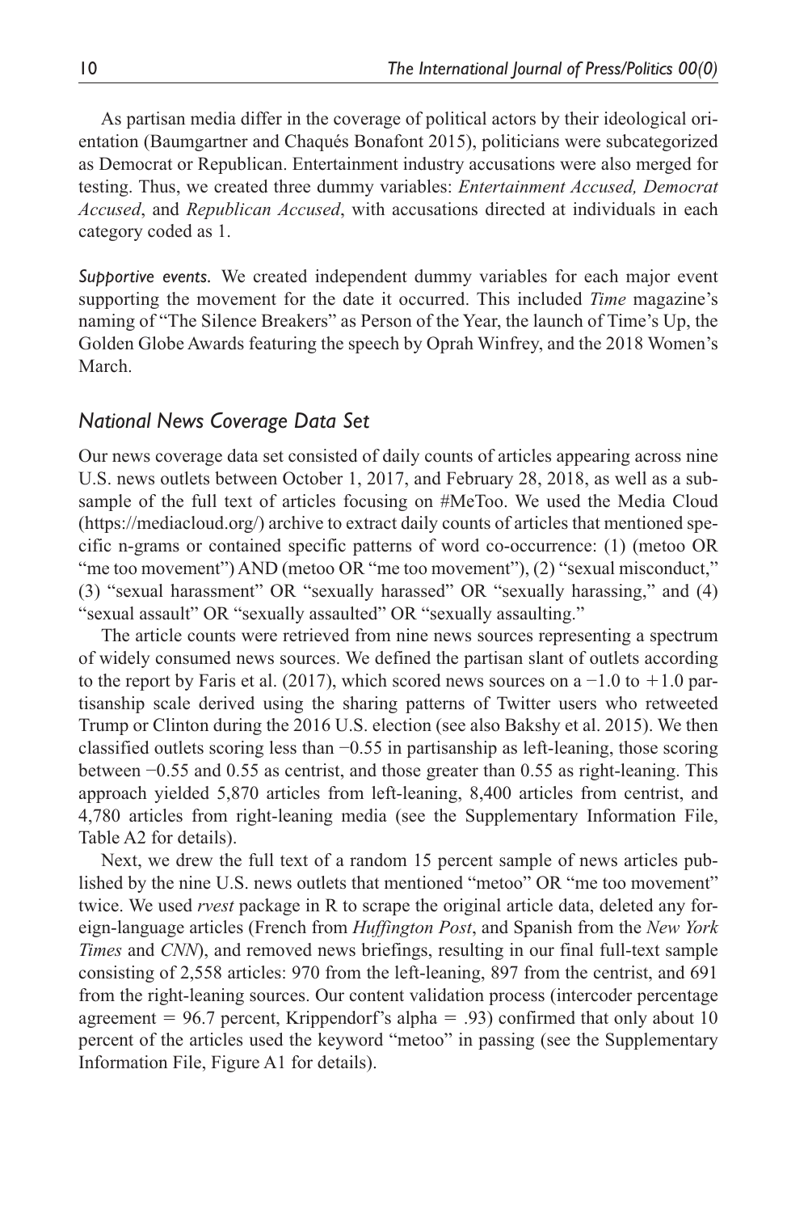As partisan media differ in the coverage of political actors by their ideological orientation (Baumgartner and Chaqués Bonafont 2015), politicians were subcategorized as Democrat or Republican. Entertainment industry accusations were also merged for testing. Thus, we created three dummy variables: *Entertainment Accused, Democrat Accused*, and *Republican Accused*, with accusations directed at individuals in each category coded as 1.

*Supportive events.* We created independent dummy variables for each major event supporting the movement for the date it occurred. This included *Time* magazine's naming of "The Silence Breakers" as Person of the Year, the launch of Time's Up, the Golden Globe Awards featuring the speech by Oprah Winfrey, and the 2018 Women's March.

### *National News Coverage Data Set*

Our news coverage data set consisted of daily counts of articles appearing across nine U.S. news outlets between October 1, 2017, and February 28, 2018, as well as a subsample of the full text of articles focusing on #MeToo. We used the Media Cloud (https://mediacloud.org/) archive to extract daily counts of articles that mentioned specific n-grams or contained specific patterns of word co-occurrence: (1) (metoo OR "me too movement") AND (metoo OR "me too movement"), (2) "sexual misconduct," (3) "sexual harassment" OR "sexually harassed" OR "sexually harassing," and (4) "sexual assault" OR "sexually assaulted" OR "sexually assaulting."

The article counts were retrieved from nine news sources representing a spectrum of widely consumed news sources. We defined the partisan slant of outlets according to the report by Faris et al. (2017), which scored news sources on a −1.0 to +1.0 partisanship scale derived using the sharing patterns of Twitter users who retweeted Trump or Clinton during the 2016 U.S. election (see also Bakshy et al. 2015). We then classified outlets scoring less than −0.55 in partisanship as left-leaning, those scoring between −0.55 and 0.55 as centrist, and those greater than 0.55 as right-leaning. This approach yielded 5,870 articles from left-leaning, 8,400 articles from centrist, and 4,780 articles from right-leaning media (see the Supplementary Information File, Table A2 for details).

Next, we drew the full text of a random 15 percent sample of news articles published by the nine U.S. news outlets that mentioned "metoo" OR "me too movement" twice. We used *rvest* package in R to scrape the original article data, deleted any foreign-language articles (French from *Huffington Post*, and Spanish from the *New York Times* and *CNN*), and removed news briefings, resulting in our final full-text sample consisting of 2,558 articles: 970 from the left-leaning, 897 from the centrist, and 691 from the right-leaning sources. Our content validation process (intercoder percentage agreement = 96.7 percent, Krippendorf's alpha = .93) confirmed that only about 10 percent of the articles used the keyword "metoo" in passing (see the Supplementary Information File, Figure A1 for details).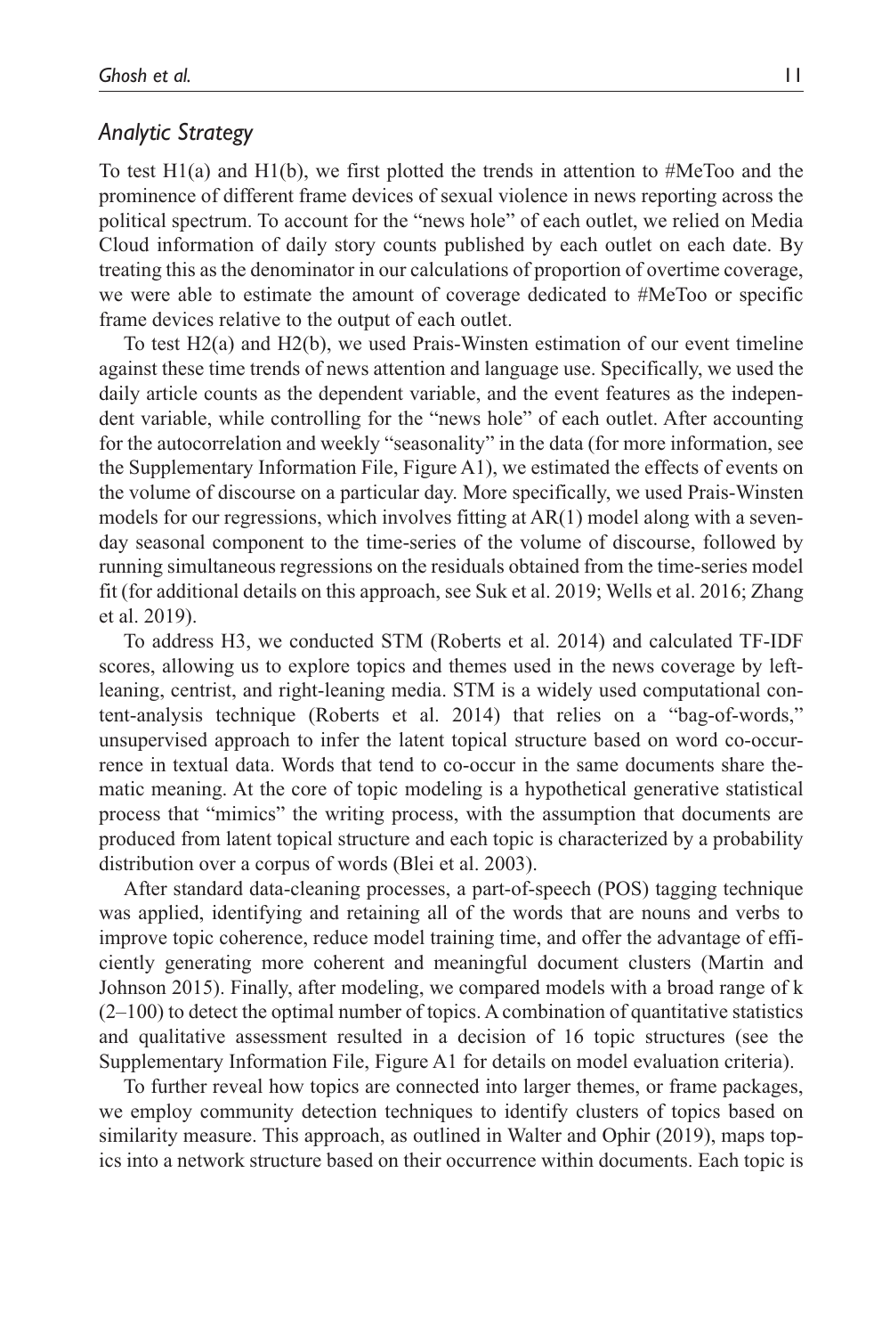### *Analytic Strategy*

To test H1(a) and H1(b), we first plotted the trends in attention to #MeToo and the prominence of different frame devices of sexual violence in news reporting across the political spectrum. To account for the "news hole" of each outlet, we relied on Media Cloud information of daily story counts published by each outlet on each date. By treating this as the denominator in our calculations of proportion of overtime coverage, we were able to estimate the amount of coverage dedicated to #MeToo or specific frame devices relative to the output of each outlet.

To test H2(a) and H2(b), we used Prais-Winsten estimation of our event timeline against these time trends of news attention and language use. Specifically, we used the daily article counts as the dependent variable, and the event features as the independent variable, while controlling for the "news hole" of each outlet. After accounting for the autocorrelation and weekly "seasonality" in the data (for more information, see the Supplementary Information File, Figure A1), we estimated the effects of events on the volume of discourse on a particular day. More specifically, we used Prais-Winsten models for our regressions, which involves fitting at AR(1) model along with a seven-day seasonal component to the time-series of the volume of discourse, followed by running simultaneous regressions on the residuals obtained from the time-series model fit (for additional details on this approach, see Suk et al. 2019; Wells et al. 2016; Zhang et al. 2019).

To address H3, we conducted STM (Roberts et al. 2014) and calculated TF-IDF scores, allowing us to explore topics and themes used in the news coverage by left-leaning, centrist, and right-leaning media. STM is a widely used computational content-analysis technique (Roberts et al. 2014) that relies on a "bag-of-words," unsupervised approach to infer the latent topical structure based on word co-occurrence in textual data. Words that tend to co-occur in the same documents share thematic meaning. At the core of topic modeling is a hypothetical generative statistical process that "mimics" the writing process, with the assumption that documents are produced from latent topical structure and each topic is characterized by a probability distribution over a corpus of words (Blei et al. 2003).

After standard data-cleaning processes, a part-of-speech (POS) tagging technique was applied, identifying and retaining all of the words that are nouns and verbs to improve topic coherence, reduce model training time, and offer the advantage of efficiently generating more coherent and meaningful document clusters (Martin and Johnson 2015). Finally, after modeling, we compared models with a broad range of k (2–100) to detect the optimal number of topics. A combination of quantitative statistics and qualitative assessment resulted in a decision of 16 topic structures (see the Supplementary Information File, Figure A1 for details on model evaluation criteria).

To further reveal how topics are connected into larger themes, or frame packages, we employ community detection techniques to identify clusters of topics based on similarity measure. This approach, as outlined in Walter and Ophir (2019), maps topics into a network structure based on their occurrence within documents. Each topic is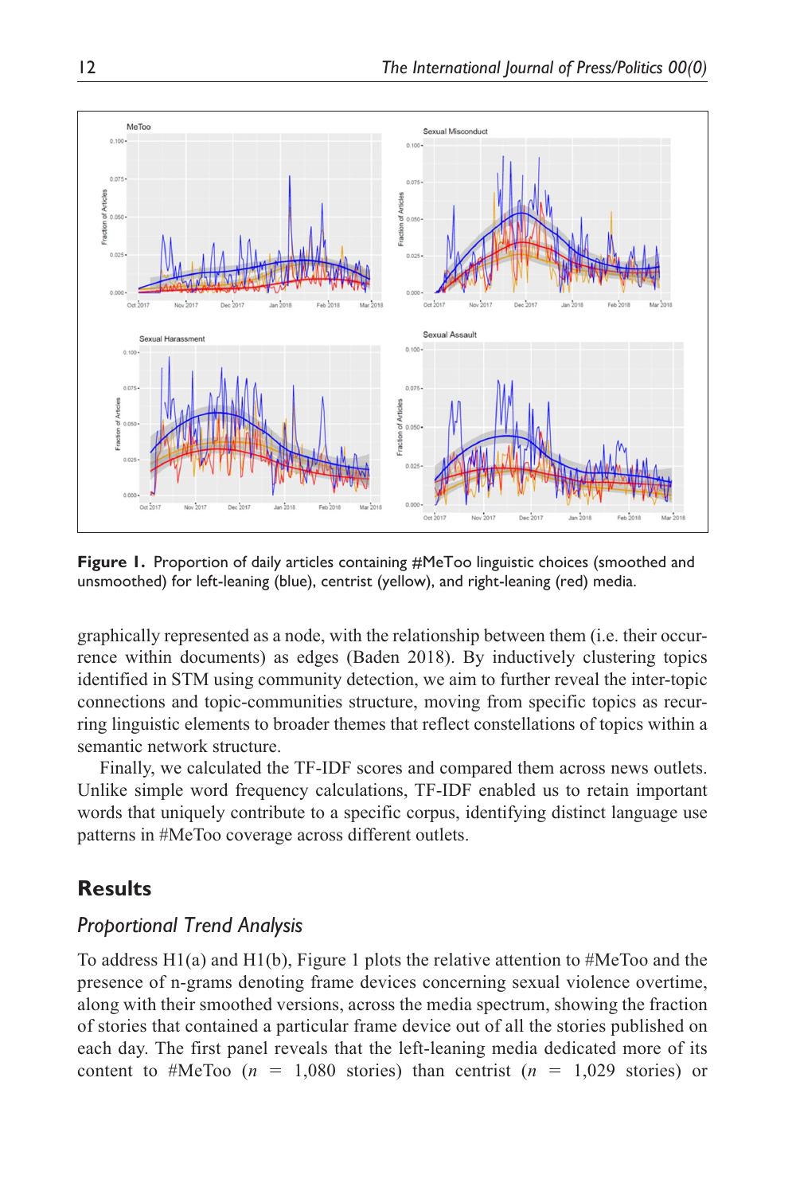**Figure 1.** Proportion of daily articles containing #MeToo linguistic choices (smoothed and unsmoothed) for left-leaning (blue), centrist (yellow), and right-leaning (red) media.

graphically represented as a node, with the relationship between them (i.e. their occurrence within documents) as edges (Baden 2018). By inductively clustering topics identified in STM using community detection, we aim to further reveal the inter-topic connections and topic-communities structure, moving from specific topics as recurring linguistic elements to broader themes that reflect constellations of topics within a semantic network structure.

Finally, we calculated the TF-IDF scores and compared them across news outlets. Unlike simple word frequency calculations, TF-IDF enabled us to retain important words that uniquely contribute to a specific corpus, identifying distinct language use patterns in #MeToo coverage across different outlets.

## Results

### Proportional Trend Analysis

To address H1(a) and H1(b), Figure 1 plots the relative attention to #MeToo and the presence of n-grams denoting frame devices concerning sexual violence overtime, along with their smoothed versions, across the media spectrum, showing the fraction of stories that contained a particular frame device out of all the stories published on each day. The first panel reveals that the left-leaning media dedicated more of its content to #MeToo ($n$ = 1,080 stories) than centrist ($n$ = 1,029 stories) or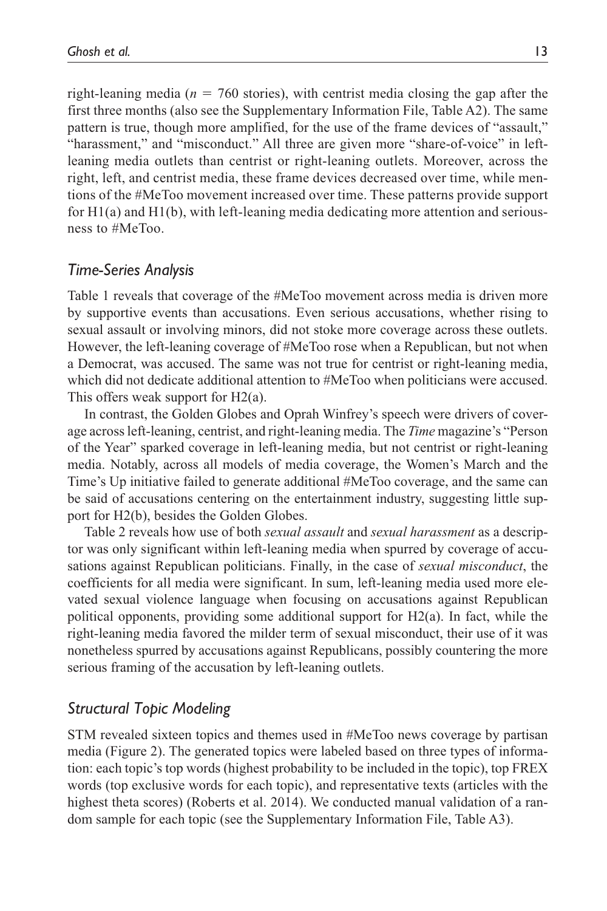right-leaning media ($n = 760$ stories), with centrist media closing the gap after the first three months (also see the Supplementary Information File, Table A2). The same pattern is true, though more amplified, for the use of the frame devices of "assault," "harassment," and "misconduct." All three are given more "share-of-voice" in left-leaning media outlets than centrist or right-leaning outlets. Moreover, across the right, left, and centrist media, these frame devices decreased over time, while mentions of the #MeToo movement increased over time. These patterns provide support for H1(a) and H1(b), with left-leaning media dedicating more attention and seriousness to #MeToo.

### *Time-Series Analysis*

Table 1 reveals that coverage of the #MeToo movement across media is driven more by supportive events than accusations. Even serious accusations, whether rising to sexual assault or involving minors, did not stoke more coverage across these outlets. However, the left-leaning coverage of #MeToo rose when a Republican, but not when a Democrat, was accused. The same was not true for centrist or right-leaning media, which did not dedicate additional attention to #MeToo when politicians were accused. This offers weak support for H2(a).

In contrast, the Golden Globes and Oprah Winfrey's speech were drivers of coverage across left-leaning, centrist, and right-leaning media. The *Time* magazine's "Person of the Year" sparked coverage in left-leaning media, but not centrist or right-leaning media. Notably, across all models of media coverage, the Women's March and the Time's Up initiative failed to generate additional #MeToo coverage, and the same can be said of accusations centering on the entertainment industry, suggesting little support for H2(b), besides the Golden Globes.

Table 2 reveals how use of both *sexual assault* and *sexual harassment* as a descriptor was only significant within left-leaning media when spurred by coverage of accusations against Republican politicians. Finally, in the case of *sexual misconduct*, the coefficients for all media were significant. In sum, left-leaning media used more elevated sexual violence language when focusing on accusations against Republican political opponents, providing some additional support for H2(a). In fact, while the right-leaning media favored the milder term of sexual misconduct, their use of it was nonetheless spurred by accusations against Republicans, possibly countering the more serious framing of the accusation by left-leaning outlets.

### *Structural Topic Modeling*

STM revealed sixteen topics and themes used in #MeToo news coverage by partisan media (Figure 2). The generated topics were labeled based on three types of information: each topic's top words (highest probability to be included in the topic), top FREX words (top exclusive words for each topic), and representative texts (articles with the highest theta scores) (Roberts et al. 2014). We conducted manual validation of a random sample for each topic (see the Supplementary Information File, Table A3).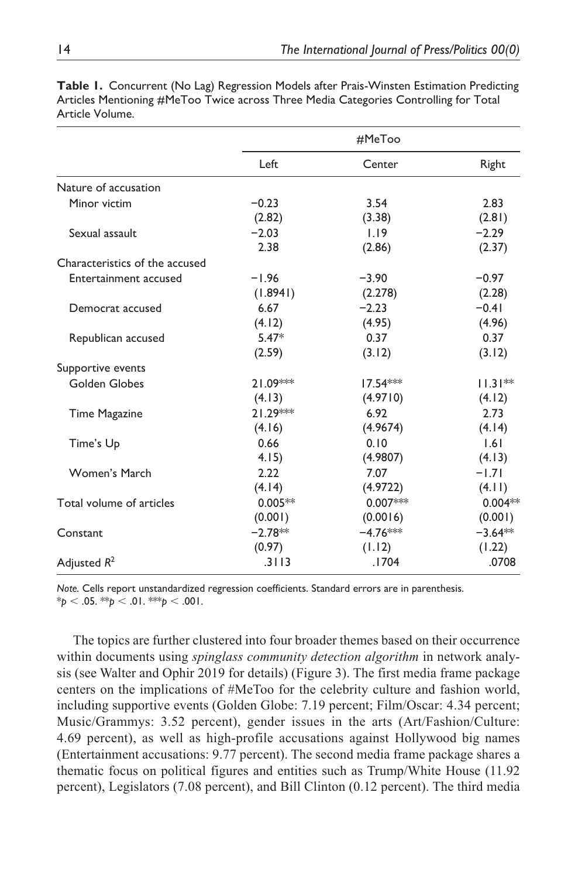**Table 1.** Concurrent (No Lag) Regression Models after Prais-Winsten Estimation Predicting Articles Mentioning #MeToo Twice across Three Media Categories Controlling for Total Article Volume.

| | #MeToo | | |
|---|---|---|---|
| | Left | Center | Right |
| Nature of accusation | | | |
| Minor victim | −0.23 | 3.54 | 2.83 |
| | (2.82) | (3.38) | (2.81) |
| Sexual assault | −2.03 | 1.19 | −2.29 |
| | 2.38 | (2.86) | (2.37) |
| Characteristics of the accused | | | |
| Entertainment accused | −1.96 | −3.90 | −0.97 |
| | (1.8941) | (2.278) | (2.28) |
| Democrat accused | 6.67 | −2.23 | −0.41 |
| | (4.12) | (4.95) | (4.96) |
| Republican accused | 5.47* | 0.37 | 0.37 |
| | (2.59) | (3.12) | (3.12) |
| Supportive events | | | |
| Golden Globes | 21.09*** | 17.54*** | 11.31** |
| | (4.13) | (4.9710) | (4.12) |
| Time Magazine | 21.29*** | 6.92 | 2.73 |
| | (4.16) | (4.9674) | (4.14) |
| Time's Up | 0.66 | 0.10 | 1.61 |
| | 4.15) | (4.9807) | (4.13) |
| Women's March | 2.22 | 7.07 | −1.71 |
| | (4.14) | (4.9722) | (4.11) |
| Total volume of articles | 0.005** | 0.007*** | 0.004** |
| | (0.001) | (0.0016) | (0.001) |
| Constant | −2.78** | −4.76*** | −3.64** |
| | (0.97) | (1.12) | (1.22) |
| Adjusted $R^2$ | .3113 | .1704 | .0708 |

*Note.* Cells report unstandardized regression coefficients. Standard errors are in parenthesis.
$^{*}p < .05$. $^{**}p < .01$. $^{***}p < .001$.

The topics are further clustered into four broader themes based on their occurrence within documents using *spinglass community detection algorithm* in network analysis (see Walter and Ophir 2019 for details) (Figure 3). The first media frame package centers on the implications of #MeToo for the celebrity culture and fashion world, including supportive events (Golden Globe: 7.19 percent; Film/Oscar: 4.34 percent; Music/Grammys: 3.52 percent), gender issues in the arts (Art/Fashion/Culture: 4.69 percent), as well as high-profile accusations against Hollywood big names (Entertainment accusations: 9.77 percent). The second media frame package shares a thematic focus on political figures and entities such as Trump/White House (11.92 percent), Legislators (7.08 percent), and Bill Clinton (0.12 percent). The third media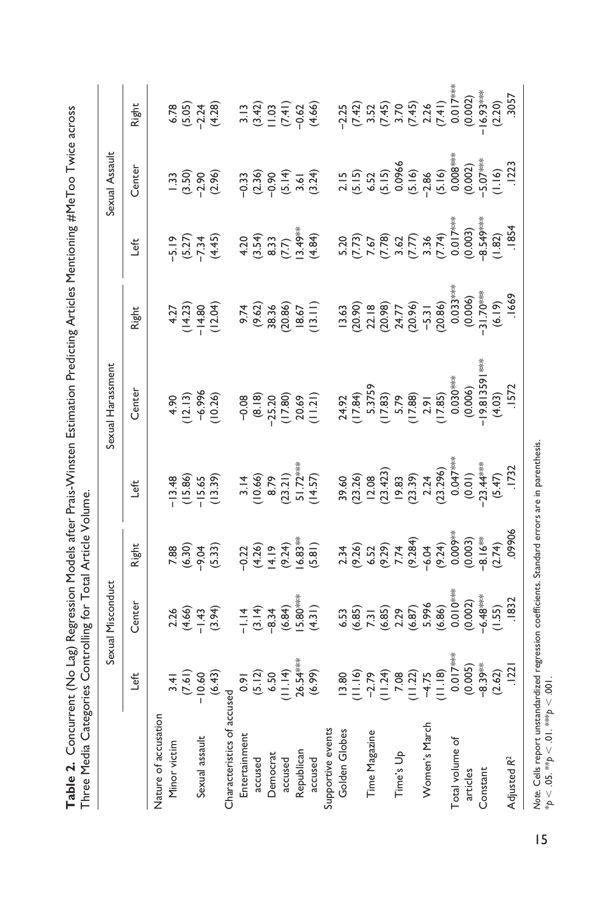**Table 2.** Concurrent (No Lag) Regression Models after Prais-Winsten Estimation Predicting Articles Mentioning #MeToo Twice across Three Media Categories Controlling for Total Article Volume.

| | Sexual Misconduct | | | Sexual Harassment | | | Sexual Assault | | |
|---|---|---|---|---|---|---|---|---|---|
| | Left | Center | Right | Left | Center | Right | Left | Center | Right |
| Nature of accusation | | | | | | | | | |
| Minor victim | 3.41 | 2.26 | 7.88 | −13.48 | 4.90 | 4.27 | −5.19 | 1.33 | 6.78 |
| | (7.61) | (4.66) | (6.30) | (15.86) | (12.13) | (14.23) | (5.27) | (3.50) | (5.05) |
| Sexual assault | −10.60 | −1.43 | −9.04 | −15.65 | −6.996 | −14.80 | −7.34 | −2.90 | −2.24 |
| | (6.43) | (3.94) | (5.33) | (13.39) | (10.26) | (12.04) | (4.45) | (2.96) | (4.28) |
| Characteristics of accused | | | | | | | | | |
| Entertainment accused | 0.91 | −1.14 | −0.22 | 3.14 | −0.08 | 9.74 | 4.20 | −0.33 | 3.13 |
| | (5.12) | (3.14) | (4.26) | (10.66) | (8.18) | (9.62) | (3.54) | (2.36) | (3.42) |
| Democrat accused | 6.50 | −8.34 | 14.19 | 8.79 | −25.20 | 38.36 | 8.33 | −0.90 | 11.03 |
| | (11.14) | (6.84) | (9.24) | (23.21) | (17.80) | (20.86) | (7.7) | (5.14) | (7.41) |
| Republican accused | 26.54*** | 15.80*** | 16.83** | 51.72*** | 20.69 | 18.67 | 13.49** | 3.61 | −0.62 |
| | (6.99) | (4.31) | (5.81) | (14.57) | (11.21) | (13.11) | (4.84) | (3.24) | (4.66) |
| Supportive events | | | | | | | | | |
| Golden Globes | 13.80 | 6.53 | 2.34 | 39.60 | 24.92 | 13.63 | 5.20 | 2.15 | −2.25 |
| | (11.16) | (6.85) | (9.26) | (23.26) | (17.84) | (20.90) | (7.73) | (5.15) | (7.42) |
| Time Magazine | −2.79 | 7.31 | 6.52 | 12.08 | 5.3759 | 22.18 | 7.67 | 6.52 | 3.52 |
| | (11.24) | (6.85) | (9.29) | (23.423) | (17.83) | (20.98) | (7.78) | (5.15) | (7.45) |
| Time's Up | 7.08 | 2.29 | 7.74 | 19.83 | 5.79 | 24.77 | 3.62 | 0.0966 | 3.70 |
| | (11.22) | (6.87) | (9.284) | (23.39) | (17.88) | (20.96) | (7.77) | (5.16) | (7.45) |
| Women's March | −4.75 | 5.996 | −6.04 | 2.24 | 2.91 | −5.31 | 3.36 | −2.86 | 2.26 |
| | (11.18) | (6.86) | (9.24) | (23.296) | (17.85) | (20.86) | (7.74) | (5.16) | (7.41) |
| Total volume of articles | 0.017*** | 0.010*** | 0.009** | 0.047*** | 0.030*** | 0.033*** | 0.017*** | 0.008*** | 0.017*** |
| | (0.005) | (0.002) | (0.003) | (0.01) | (0.006) | (0.006) | (0.003) | (0.002) | (0.002) |
| Constant | −8.39** | −6.48*** | −8.16** | −23.44*** | −19.813591*** | −31.70*** | −8.549*** | −5.07*** | −16.93*** |
| | (2.62) | (1.55) | (2.74) | (5.47) | (4.03) | (6.19) | (1.82) | (1.16) | (2.20) |
| Adjusted $R^2$ | .1221 | .1832 | .09906 | .1732 | .1572 | .1669 | .1854 | .1223 | .3057 |

*Note.* Cells report unstandardized regression coefficients. Standard errors are in parenthesis.
*$p < .05$. **$p < .01$. ***$p < .001$.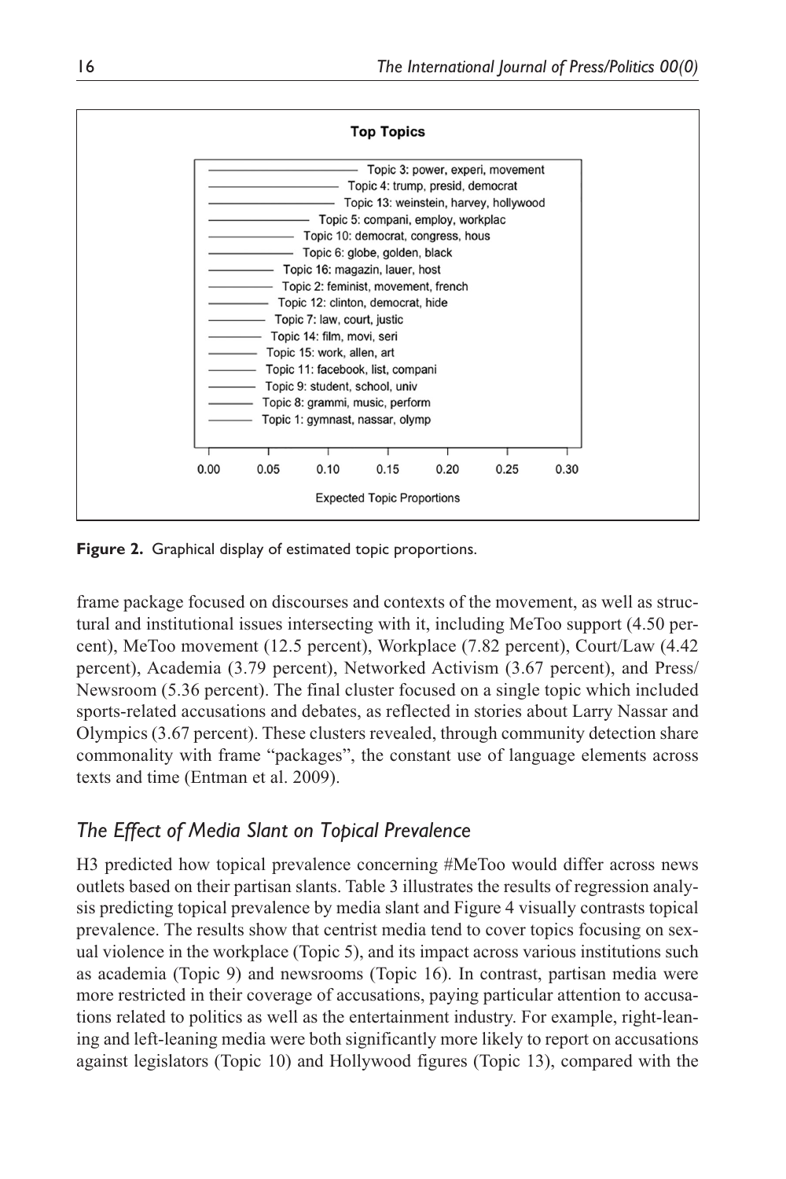**Top Topics**

- Topic 3: power, experi, movement
- Topic 4: trump, presid, democrat
- Topic 13: weinstein, harvey, hollywood
- Topic 5: compani, employ, workplac
- Topic 10: democrat, congress, hous
- Topic 6: globe, golden, black
- Topic 16: magazin, lauer, host
- Topic 2: feminist, movement, french
- Topic 12: clinton, democrat, hide
- Topic 7: law, court, justic
- Topic 14: film, movi, seri
- Topic 15: work, allen, art
- Topic 11: facebook, list, compani
- Topic 9: student, school, univ
- Topic 8: grammi, music, perform
- Topic 1: gymnast, nassar, olymp

0.00 0.05 0.10 0.15 0.20 0.25 0.30

Expected Topic Proportions

**Figure 2.** Graphical display of estimated topic proportions.

frame package focused on discourses and contexts of the movement, as well as structural and institutional issues intersecting with it, including MeToo support (4.50 percent), MeToo movement (12.5 percent), Workplace (7.82 percent), Court/Law (4.42 percent), Academia (3.79 percent), Networked Activism (3.67 percent), and Press/Newsroom (5.36 percent). The final cluster focused on a single topic which included sports-related accusations and debates, as reflected in stories about Larry Nassar and Olympics (3.67 percent). These clusters revealed, through community detection share commonality with frame "packages", the constant use of language elements across texts and time (Entman et al. 2009).

## *The Effect of Media Slant on Topical Prevalence*

H3 predicted how topical prevalence concerning #MeToo would differ across news outlets based on their partisan slants. Table 3 illustrates the results of regression analysis predicting topical prevalence by media slant and Figure 4 visually contrasts topical prevalence. The results show that centrist media tend to cover topics focusing on sexual violence in the workplace (Topic 5), and its impact across various institutions such as academia (Topic 9) and newsrooms (Topic 16). In contrast, partisan media were more restricted in their coverage of accusations, paying particular attention to accusations related to politics as well as the entertainment industry. For example, right-leaning and left-leaning media were both significantly more likely to report on accusations against legislators (Topic 10) and Hollywood figures (Topic 13), compared with the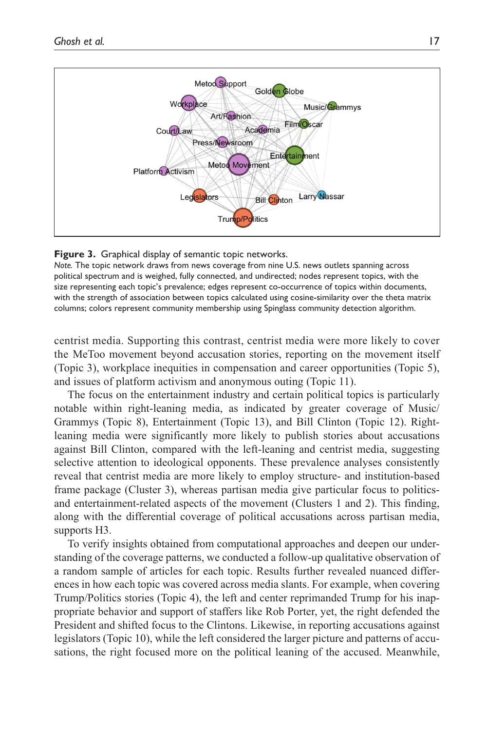**Figure 3.** Graphical display of semantic topic networks.

*Note.* The topic network draws from news coverage from nine U.S. news outlets spanning across political spectrum and is weighed, fully connected, and undirected; nodes represent topics, with the size representing each topic's prevalence; edges represent co-occurrence of topics within documents, with the strength of association between topics calculated using cosine-similarity over the theta matrix columns; colors represent community membership using Spinglass community detection algorithm.

centrist media. Supporting this contrast, centrist media were more likely to cover the MeToo movement beyond accusation stories, reporting on the movement itself (Topic 3), workplace inequities in compensation and career opportunities (Topic 5), and issues of platform activism and anonymous outing (Topic 11).

The focus on the entertainment industry and certain political topics is particularly notable within right-leaning media, as indicated by greater coverage of Music/Grammys (Topic 8), Entertainment (Topic 13), and Bill Clinton (Topic 12). Right-leaning media were significantly more likely to publish stories about accusations against Bill Clinton, compared with the left-leaning and centrist media, suggesting selective attention to ideological opponents. These prevalence analyses consistently reveal that centrist media are more likely to employ structure- and institution-based frame package (Cluster 3), whereas partisan media give particular focus to politics- and entertainment-related aspects of the movement (Clusters 1 and 2). This finding, along with the differential coverage of political accusations across partisan media, supports H3.

To verify insights obtained from computational approaches and deepen our understanding of the coverage patterns, we conducted a follow-up qualitative observation of a random sample of articles for each topic. Results further revealed nuanced differences in how each topic was covered across media slants. For example, when covering Trump/Politics stories (Topic 4), the left and center reprimanded Trump for his inappropriate behavior and support of staffers like Rob Porter, yet, the right defended the President and shifted focus to the Clintons. Likewise, in reporting accusations against legislators (Topic 10), while the left considered the larger picture and patterns of accusations, the right focused more on the political leaning of the accused. Meanwhile,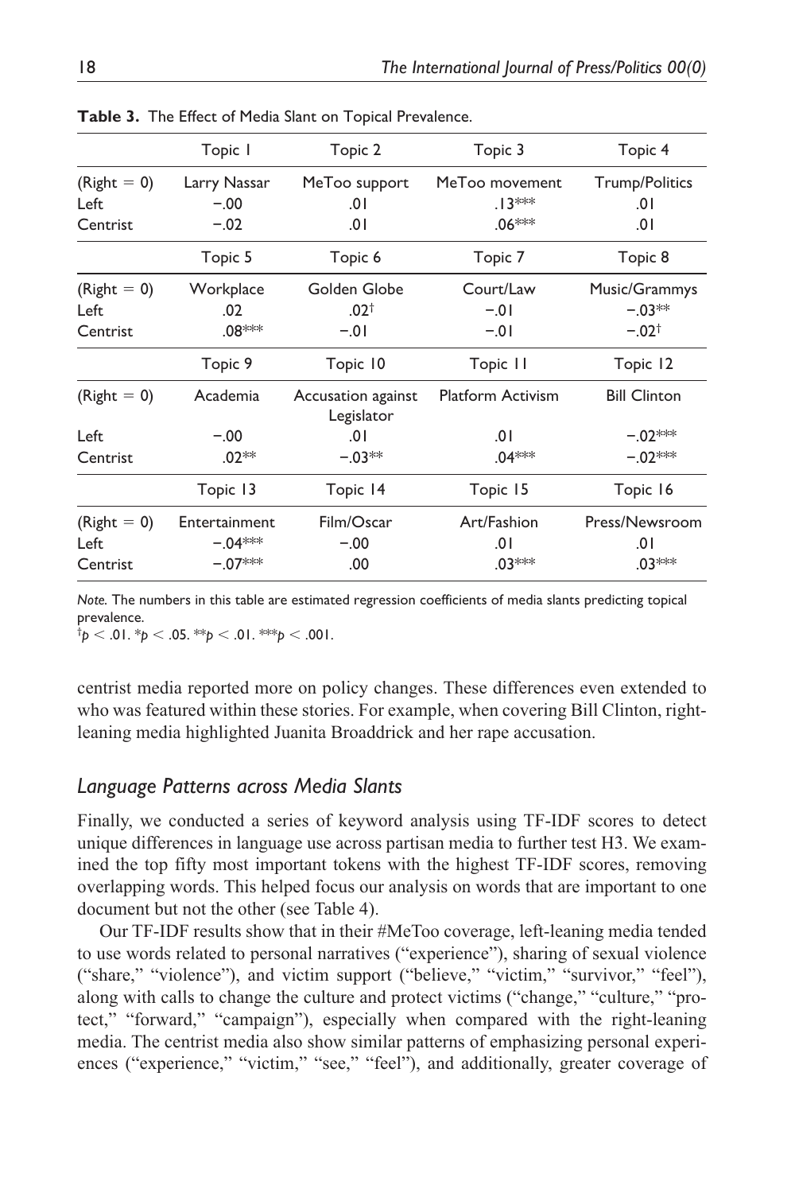**Table 3.** The Effect of Media Slant on Topical Prevalence.

| | Topic 1 | Topic 2 | Topic 3 | Topic 4 |
|---|---|---|---|---|
| (Right = 0) | Larry Nassar | MeToo support | MeToo movement | Trump/Politics |
| Left | −.00 | .01 | .13*** | .01 |
| Centrist | −.02 | .01 | .06*** | .01 |
| | Topic 5 | Topic 6 | Topic 7 | Topic 8 |
| (Right = 0) | Workplace | Golden Globe | Court/Law | Music/Grammys |
| Left | .02 | .02† | −.01 | −.03** |
| Centrist | .08*** | −.01 | −.01 | −.02† |
| | Topic 9 | Topic 10 | Topic 11 | Topic 12 |
| (Right = 0) | Academia | Accusation against Legislator | Platform Activism | Bill Clinton |
| Left | −.00 | .01 | .01 | −.02*** |
| Centrist | .02** | −.03** | .04*** | −.02*** |
| | Topic 13 | Topic 14 | Topic 15 | Topic 16 |
| (Right = 0) | Entertainment | Film/Oscar | Art/Fashion | Press/Newsroom |
| Left | −.04*** | −.00 | .01 | .01 |
| Centrist | −.07*** | .00 | .03*** | .03*** |

*Note.* The numbers in this table are estimated regression coefficients of media slants predicting topical prevalence.
†$p < .01$. *$p < .05$. **$p < .01$. ***$p < .001$.

centrist media reported more on policy changes. These differences even extended to who was featured within these stories. For example, when covering Bill Clinton, right-leaning media highlighted Juanita Broaddrick and her rape accusation.

### *Language Patterns across Media Slants*

Finally, we conducted a series of keyword analysis using TF-IDF scores to detect unique differences in language use across partisan media to further test H3. We examined the top fifty most important tokens with the highest TF-IDF scores, removing overlapping words. This helped focus our analysis on words that are important to one document but not the other (see Table 4).

Our TF-IDF results show that in their #MeToo coverage, left-leaning media tended to use words related to personal narratives ("experience"), sharing of sexual violence ("share," "violence"), and victim support ("believe," "victim," "survivor," "feel"), along with calls to change the culture and protect victims ("change," "culture," "protect," "forward," "campaign"), especially when compared with the right-leaning media. The centrist media also show similar patterns of emphasizing personal experiences ("experience," "victim," "see," "feel"), and additionally, greater coverage of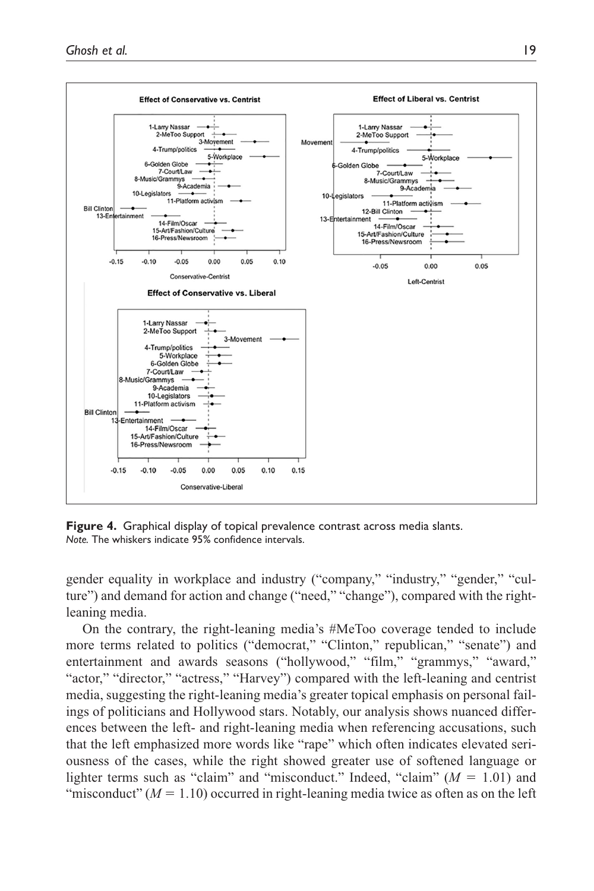**Figure 4.** Graphical display of topical prevalence contrast across media slants.
*Note.* The whiskers indicate 95% confidence intervals.

gender equality in workplace and industry ("company," "industry," "gender," "culture") and demand for action and change ("need," "change"), compared with the right-leaning media.

On the contrary, the right-leaning media's #MeToo coverage tended to include more terms related to politics ("democrat," "Clinton," republican," "senate") and entertainment and awards seasons ("hollywood," "film," "grammys," "award," "actor," "director," "actress," "Harvey") compared with the left-leaning and centrist media, suggesting the right-leaning media's greater topical emphasis on personal failings of politicians and Hollywood stars. Notably, our analysis shows nuanced differences between the left- and right-leaning media when referencing accusations, such that the left emphasized more words like "rape" which often indicates elevated seriousness of the cases, while the right showed greater use of softened language or lighter terms such as "claim" and "misconduct." Indeed, "claim" ($M = 1.01$) and "misconduct" ($M = 1.10$) occurred in right-leaning media twice as often as on the left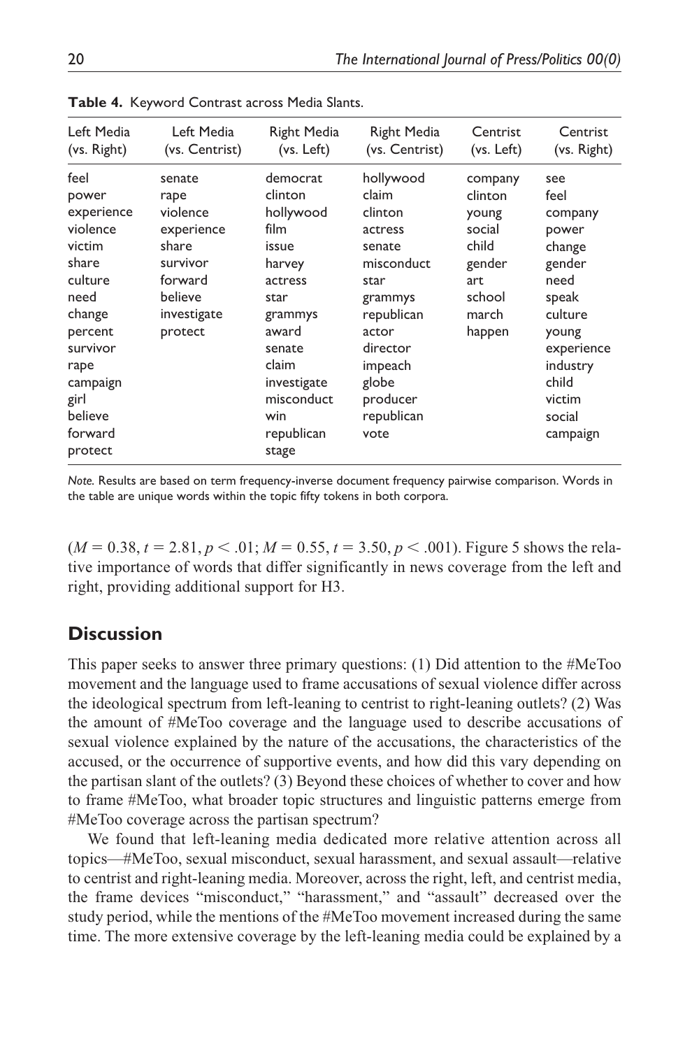**Table 4.** Keyword Contrast across Media Slants.

| Left Media (vs. Right) | Left Media (vs. Centrist) | Right Media (vs. Left) | Right Media (vs. Centrist) | Centrist (vs. Left) | Centrist (vs. Right) |
|---|---|---|---|---|---|
| feel | senate | democrat | hollywood | company | see |
| power | rape | clinton | claim | clinton | feel |
| experience | violence | hollywood | clinton | young | company |
| violence | experience | film | actress | social | power |
| victim | share | issue | senate | child | change |
| share | survivor | harvey | misconduct | gender | gender |
| culture | forward | actress | star | art | need |
| need | believe | star | grammys | school | speak |
| change | investigate | grammys | republican | march | culture |
| percent | protect | award | actor | happen | young |
| survivor | | senate | director | | experience |
| rape | | claim | impeach | | industry |
| campaign | | investigate | globe | | child |
| girl | | misconduct | producer | | victim |
| believe | | win | republican | | social |
| forward | | republican | vote | | campaign |
| protect | | stage | | | |

*Note.* Results are based on term frequency-inverse document frequency pairwise comparison. Words in the table are unique words within the topic fifty tokens in both corpora.

($M = 0.38$, $t = 2.81$, $p < .01$; $M = 0.55$, $t = 3.50$, $p < .001$). Figure 5 shows the relative importance of words that differ significantly in news coverage from the left and right, providing additional support for H3.

## Discussion

This paper seeks to answer three primary questions: (1) Did attention to the #MeToo movement and the language used to frame accusations of sexual violence differ across the ideological spectrum from left-leaning to centrist to right-leaning outlets? (2) Was the amount of #MeToo coverage and the language used to describe accusations of sexual violence explained by the nature of the accusations, the characteristics of the accused, or the occurrence of supportive events, and how did this vary depending on the partisan slant of the outlets? (3) Beyond these choices of whether to cover and how to frame #MeToo, what broader topic structures and linguistic patterns emerge from #MeToo coverage across the partisan spectrum?

We found that left-leaning media dedicated more relative attention across all topics—#MeToo, sexual misconduct, sexual harassment, and sexual assault—relative to centrist and right-leaning media. Moreover, across the right, left, and centrist media, the frame devices "misconduct," "harassment," and "assault" decreased over the study period, while the mentions of the #MeToo movement increased during the same time. The more extensive coverage by the left-leaning media could be explained by a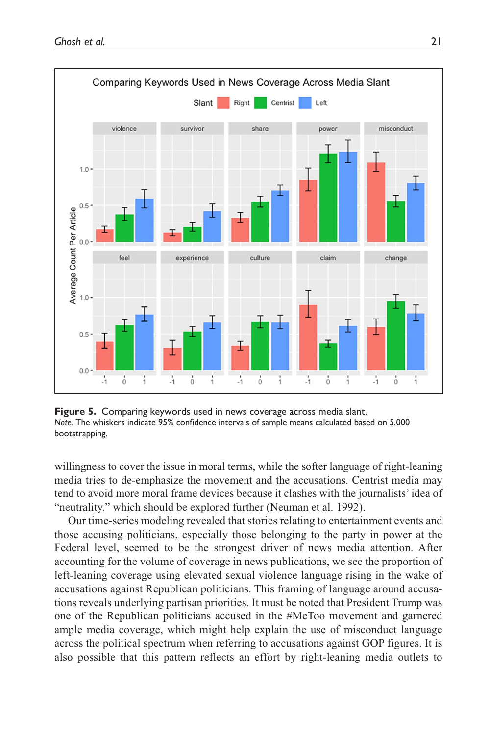**Figure 5.** Comparing keywords used in news coverage across media slant.
*Note.* The whiskers indicate 95% confidence intervals of sample means calculated based on 5,000 bootstrapping.

willingness to cover the issue in moral terms, while the softer language of right-leaning media tries to de-emphasize the movement and the accusations. Centrist media may tend to avoid more moral frame devices because it clashes with the journalists' idea of "neutrality," which should be explored further (Neuman et al. 1992).

Our time-series modeling revealed that stories relating to entertainment events and those accusing politicians, especially those belonging to the party in power at the Federal level, seemed to be the strongest driver of news media attention. After accounting for the volume of coverage in news publications, we see the proportion of left-leaning coverage using elevated sexual violence language rising in the wake of accusations against Republican politicians. This framing of language around accusations reveals underlying partisan priorities. It must be noted that President Trump was one of the Republican politicians accused in the #MeToo movement and garnered ample media coverage, which might help explain the use of misconduct language across the political spectrum when referring to accusations against GOP figures. It is also possible that this pattern reflects an effort by right-leaning media outlets to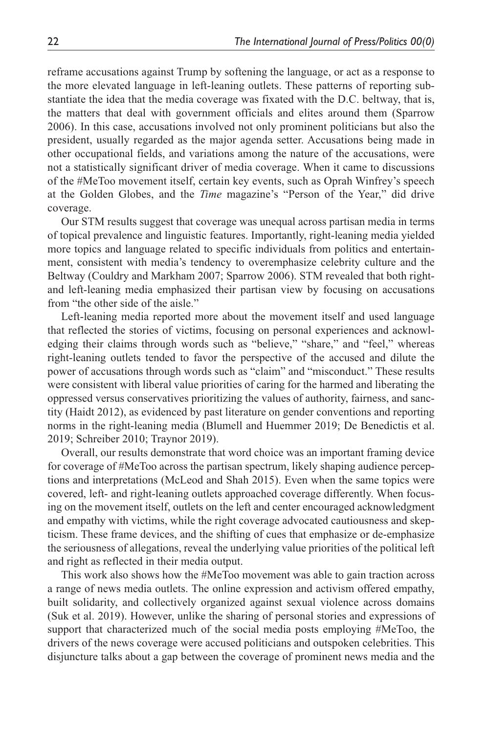reframe accusations against Trump by softening the language, or act as a response to the more elevated language in left-leaning outlets. These patterns of reporting substantiate the idea that the media coverage was fixated with the D.C. beltway, that is, the matters that deal with government officials and elites around them (Sparrow 2006). In this case, accusations involved not only prominent politicians but also the president, usually regarded as the major agenda setter. Accusations being made in other occupational fields, and variations among the nature of the accusations, were not a statistically significant driver of media coverage. When it came to discussions of the #MeToo movement itself, certain key events, such as Oprah Winfrey's speech at the Golden Globes, and the *Time* magazine's "Person of the Year," did drive coverage.

Our STM results suggest that coverage was unequal across partisan media in terms of topical prevalence and linguistic features. Importantly, right-leaning media yielded more topics and language related to specific individuals from politics and entertainment, consistent with media's tendency to overemphasize celebrity culture and the Beltway (Couldry and Markham 2007; Sparrow 2006). STM revealed that both right- and left-leaning media emphasized their partisan view by focusing on accusations from "the other side of the aisle."

Left-leaning media reported more about the movement itself and used language that reflected the stories of victims, focusing on personal experiences and acknowledging their claims through words such as "believe," "share," and "feel," whereas right-leaning outlets tended to favor the perspective of the accused and dilute the power of accusations through words such as "claim" and "misconduct." These results were consistent with liberal value priorities of caring for the harmed and liberating the oppressed versus conservatives prioritizing the values of authority, fairness, and sanctity (Haidt 2012), as evidenced by past literature on gender conventions and reporting norms in the right-leaning media (Blumell and Huemmer 2019; De Benedictis et al. 2019; Schreiber 2010; Traynor 2019).

Overall, our results demonstrate that word choice was an important framing device for coverage of #MeToo across the partisan spectrum, likely shaping audience perceptions and interpretations (McLeod and Shah 2015). Even when the same topics were covered, left- and right-leaning outlets approached coverage differently. When focusing on the movement itself, outlets on the left and center encouraged acknowledgment and empathy with victims, while the right coverage advocated cautiousness and skepticism. These frame devices, and the shifting of cues that emphasize or de-emphasize the seriousness of allegations, reveal the underlying value priorities of the political left and right as reflected in their media output.

This work also shows how the #MeToo movement was able to gain traction across a range of news media outlets. The online expression and activism offered empathy, built solidarity, and collectively organized against sexual violence across domains (Suk et al. 2019). However, unlike the sharing of personal stories and expressions of support that characterized much of the social media posts employing #MeToo, the drivers of the news coverage were accused politicians and outspoken celebrities. This disjuncture talks about a gap between the coverage of prominent news media and the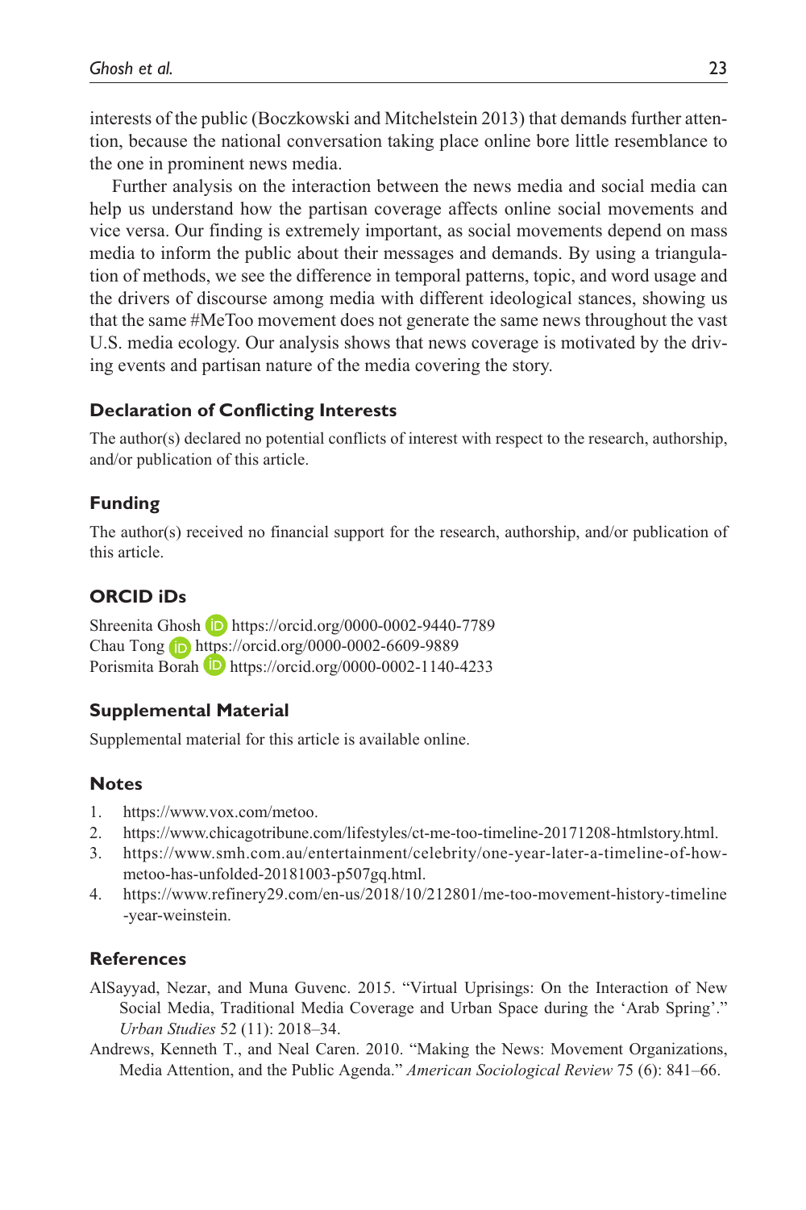interests of the public (Boczkowski and Mitchelstein 2013) that demands further attention, because the national conversation taking place online bore little resemblance to the one in prominent news media.

Further analysis on the interaction between the news media and social media can help us understand how the partisan coverage affects online social movements and vice versa. Our finding is extremely important, as social movements depend on mass media to inform the public about their messages and demands. By using a triangulation of methods, we see the difference in temporal patterns, topic, and word usage and the drivers of discourse among media with different ideological stances, showing us that the same #MeToo movement does not generate the same news throughout the vast U.S. media ecology. Our analysis shows that news coverage is motivated by the driving events and partisan nature of the media covering the story.

## Declaration of Conflicting Interests

The author(s) declared no potential conflicts of interest with respect to the research, authorship, and/or publication of this article.

## Funding

The author(s) received no financial support for the research, authorship, and/or publication of this article.

## ORCID iDs

Shreenita Ghosh https://orcid.org/0000-0002-9440-7789
Chau Tong https://orcid.org/0000-0002-6609-9889
Porismita Borah https://orcid.org/0000-0002-1140-4233

## Supplemental Material

Supplemental material for this article is available online.

## Notes

1. https://www.vox.com/metoo.
2. https://www.chicagotribune.com/lifestyles/ct-me-too-timeline-20171208-htmlstory.html.
3. https://www.smh.com.au/entertainment/celebrity/one-year-later-a-timeline-of-how-metoo-has-unfolded-20181003-p507gq.html.
4. https://www.refinery29.com/en-us/2018/10/212801/me-too-movement-history-timeline-year-weinstein.

## References

AlSayyad, Nezar, and Muna Guvenc. 2015. "Virtual Uprisings: On the Interaction of New Social Media, Traditional Media Coverage and Urban Space during the 'Arab Spring'." *Urban Studies* 52 (11): 2018–34.

Andrews, Kenneth T., and Neal Caren. 2010. "Making the News: Movement Organizations, Media Attention, and the Public Agenda." *American Sociological Review* 75 (6): 841–66.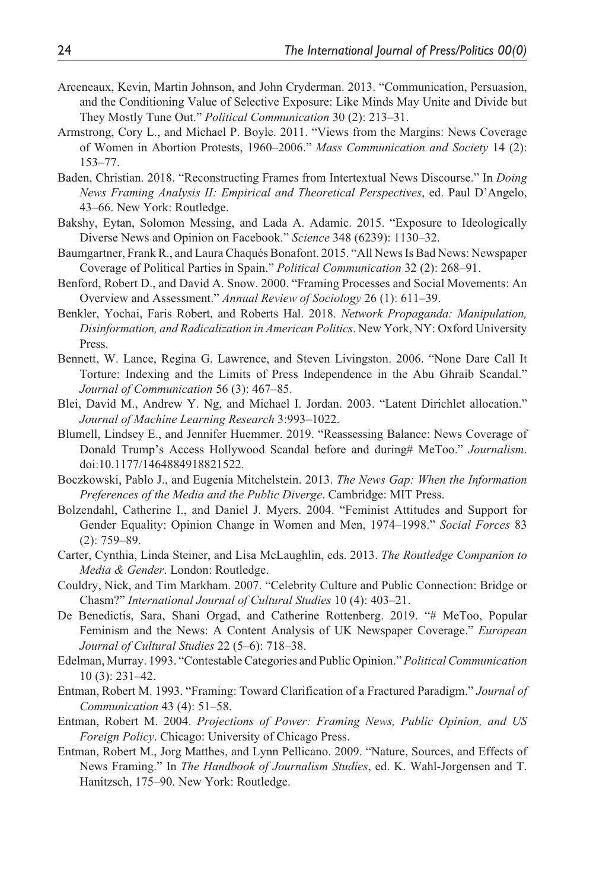Arceneaux, Kevin, Martin Johnson, and John Cryderman. 2013. "Communication, Persuasion, and the Conditioning Value of Selective Exposure: Like Minds May Unite and Divide but They Mostly Tune Out." *Political Communication* 30 (2): 213–31.

Armstrong, Cory L., and Michael P. Boyle. 2011. "Views from the Margins: News Coverage of Women in Abortion Protests, 1960–2006." *Mass Communication and Society* 14 (2): 153–77.

Baden, Christian. 2018. "Reconstructing Frames from Intertextual News Discourse." In *Doing News Framing Analysis II: Empirical and Theoretical Perspectives*, ed. Paul D'Angelo, 43–66. New York: Routledge.

Bakshy, Eytan, Solomon Messing, and Lada A. Adamic. 2015. "Exposure to Ideologically Diverse News and Opinion on Facebook." *Science* 348 (6239): 1130–32.

Baumgartner, Frank R., and Laura Chaqués Bonafont. 2015. "All News Is Bad News: Newspaper Coverage of Political Parties in Spain." *Political Communication* 32 (2): 268–91.

Benford, Robert D., and David A. Snow. 2000. "Framing Processes and Social Movements: An Overview and Assessment." *Annual Review of Sociology* 26 (1): 611–39.

Benkler, Yochai, Faris Robert, and Roberts Hal. 2018. *Network Propaganda: Manipulation, Disinformation, and Radicalization in American Politics*. New York, NY: Oxford University Press.

Bennett, W. Lance, Regina G. Lawrence, and Steven Livingston. 2006. "None Dare Call It Torture: Indexing and the Limits of Press Independence in the Abu Ghraib Scandal." *Journal of Communication* 56 (3): 467–85.

Blei, David M., Andrew Y. Ng, and Michael I. Jordan. 2003. "Latent Dirichlet allocation." *Journal of Machine Learning Research* 3:993–1022.

Blumell, Lindsey E., and Jennifer Huemmer. 2019. "Reassessing Balance: News Coverage of Donald Trump's Access Hollywood Scandal before and during# MeToo." *Journalism*. doi:10.1177/1464884918821522.

Boczkowski, Pablo J., and Eugenia Mitchelstein. 2013. *The News Gap: When the Information Preferences of the Media and the Public Diverge*. Cambridge: MIT Press.

Bolzendahl, Catherine I., and Daniel J. Myers. 2004. "Feminist Attitudes and Support for Gender Equality: Opinion Change in Women and Men, 1974–1998." *Social Forces* 83 (2): 759–89.

Carter, Cynthia, Linda Steiner, and Lisa McLaughlin, eds. 2013. *The Routledge Companion to Media & Gender*. London: Routledge.

Couldry, Nick, and Tim Markham. 2007. "Celebrity Culture and Public Connection: Bridge or Chasm?" *International Journal of Cultural Studies* 10 (4): 403–21.

De Benedictis, Sara, Shani Orgad, and Catherine Rottenberg. 2019. "# MeToo, Popular Feminism and the News: A Content Analysis of UK Newspaper Coverage." *European Journal of Cultural Studies* 22 (5–6): 718–38.

Edelman, Murray. 1993. "Contestable Categories and Public Opinion." *Political Communication* 10 (3): 231–42.

Entman, Robert M. 1993. "Framing: Toward Clarification of a Fractured Paradigm." *Journal of Communication* 43 (4): 51–58.

Entman, Robert M. 2004. *Projections of Power: Framing News, Public Opinion, and US Foreign Policy*. Chicago: University of Chicago Press.

Entman, Robert M., Jorg Matthes, and Lynn Pellicano. 2009. "Nature, Sources, and Effects of News Framing." In *The Handbook of Journalism Studies*, ed. K. Wahl-Jorgensen and T. Hanitzsch, 175–90. New York: Routledge.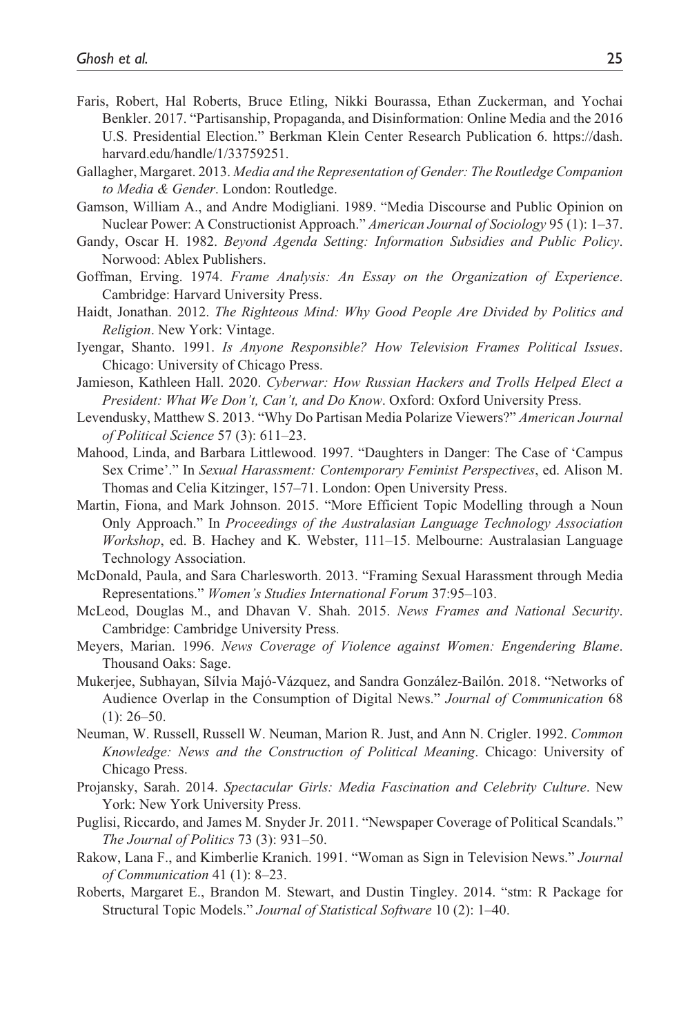Faris, Robert, Hal Roberts, Bruce Etling, Nikki Bourassa, Ethan Zuckerman, and Yochai Benkler. 2017. "Partisanship, Propaganda, and Disinformation: Online Media and the 2016 U.S. Presidential Election." Berkman Klein Center Research Publication 6. https://dash.harvard.edu/handle/1/33759251.

Gallagher, Margaret. 2013. *Media and the Representation of Gender: The Routledge Companion to Media & Gender*. London: Routledge.

Gamson, William A., and Andre Modigliani. 1989. "Media Discourse and Public Opinion on Nuclear Power: A Constructionist Approach." *American Journal of Sociology* 95 (1): 1–37.

Gandy, Oscar H. 1982. *Beyond Agenda Setting: Information Subsidies and Public Policy*. Norwood: Ablex Publishers.

Goffman, Erving. 1974. *Frame Analysis: An Essay on the Organization of Experience*. Cambridge: Harvard University Press.

Haidt, Jonathan. 2012. *The Righteous Mind: Why Good People Are Divided by Politics and Religion*. New York: Vintage.

Iyengar, Shanto. 1991. *Is Anyone Responsible? How Television Frames Political Issues*. Chicago: University of Chicago Press.

Jamieson, Kathleen Hall. 2020. *Cyberwar: How Russian Hackers and Trolls Helped Elect a President: What We Don't, Can't, and Do Know*. Oxford: Oxford University Press.

Levendusky, Matthew S. 2013. "Why Do Partisan Media Polarize Viewers?" *American Journal of Political Science* 57 (3): 611–23.

Mahood, Linda, and Barbara Littlewood. 1997. "Daughters in Danger: The Case of 'Campus Sex Crime'." In *Sexual Harassment: Contemporary Feminist Perspectives*, ed. Alison M. Thomas and Celia Kitzinger, 157–71. London: Open University Press.

Martin, Fiona, and Mark Johnson. 2015. "More Efficient Topic Modelling through a Noun Only Approach." In *Proceedings of the Australasian Language Technology Association Workshop*, ed. B. Hachey and K. Webster, 111–15. Melbourne: Australasian Language Technology Association.

McDonald, Paula, and Sara Charlesworth. 2013. "Framing Sexual Harassment through Media Representations." *Women's Studies International Forum* 37:95–103.

McLeod, Douglas M., and Dhavan V. Shah. 2015. *News Frames and National Security*. Cambridge: Cambridge University Press.

Meyers, Marian. 1996. *News Coverage of Violence against Women: Engendering Blame*. Thousand Oaks: Sage.

Mukerjee, Subhayan, Sílvia Majó-Vázquez, and Sandra González-Bailón. 2018. "Networks of Audience Overlap in the Consumption of Digital News." *Journal of Communication* 68 (1): 26–50.

Neuman, W. Russell, Russell W. Neuman, Marion R. Just, and Ann N. Crigler. 1992. *Common Knowledge: News and the Construction of Political Meaning*. Chicago: University of Chicago Press.

Projansky, Sarah. 2014. *Spectacular Girls: Media Fascination and Celebrity Culture*. New York: New York University Press.

Puglisi, Riccardo, and James M. Snyder Jr. 2011. "Newspaper Coverage of Political Scandals." *The Journal of Politics* 73 (3): 931–50.

Rakow, Lana F., and Kimberlie Kranich. 1991. "Woman as Sign in Television News." *Journal of Communication* 41 (1): 8–23.

Roberts, Margaret E., Brandon M. Stewart, and Dustin Tingley. 2014. "stm: R Package for Structural Topic Models." *Journal of Statistical Software* 10 (2): 1–40.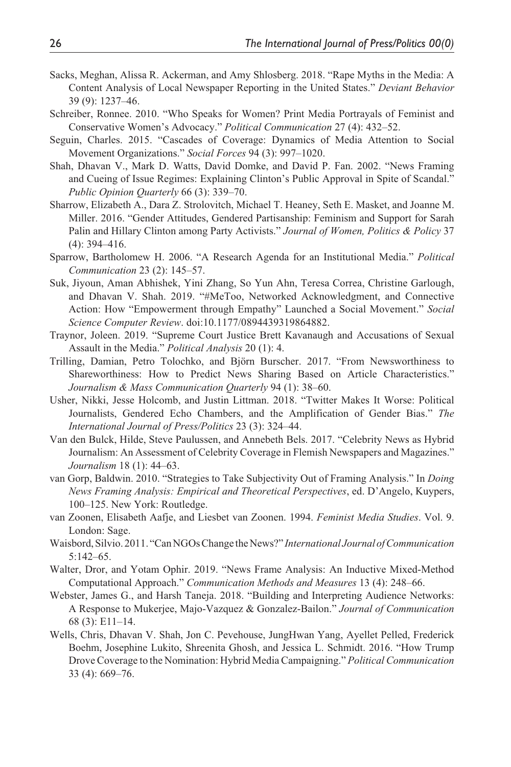Sacks, Meghan, Alissa R. Ackerman, and Amy Shlosberg. 2018. "Rape Myths in the Media: A Content Analysis of Local Newspaper Reporting in the United States." *Deviant Behavior* 39 (9): 1237–46.

Schreiber, Ronnee. 2010. "Who Speaks for Women? Print Media Portrayals of Feminist and Conservative Women's Advocacy." *Political Communication* 27 (4): 432–52.

Seguin, Charles. 2015. "Cascades of Coverage: Dynamics of Media Attention to Social Movement Organizations." *Social Forces* 94 (3): 997–1020.

Shah, Dhavan V., Mark D. Watts, David Domke, and David P. Fan. 2002. "News Framing and Cueing of Issue Regimes: Explaining Clinton's Public Approval in Spite of Scandal." *Public Opinion Quarterly* 66 (3): 339–70.

Sharrow, Elizabeth A., Dara Z. Strolovitch, Michael T. Heaney, Seth E. Masket, and Joanne M. Miller. 2016. "Gender Attitudes, Gendered Partisanship: Feminism and Support for Sarah Palin and Hillary Clinton among Party Activists." *Journal of Women, Politics & Policy* 37 (4): 394–416.

Sparrow, Bartholomew H. 2006. "A Research Agenda for an Institutional Media." *Political Communication* 23 (2): 145–57.

Suk, Jiyoun, Aman Abhishek, Yini Zhang, So Yun Ahn, Teresa Correa, Christine Garlough, and Dhavan V. Shah. 2019. "#MeToo, Networked Acknowledgment, and Connective Action: How "Empowerment through Empathy" Launched a Social Movement." *Social Science Computer Review*. doi:10.1177/0894439319864882.

Traynor, Joleen. 2019. "Supreme Court Justice Brett Kavanaugh and Accusations of Sexual Assault in the Media." *Political Analysis* 20 (1): 4.

Trilling, Damian, Petro Tolochko, and Björn Burscher. 2017. "From Newsworthiness to Shareworthiness: How to Predict News Sharing Based on Article Characteristics." *Journalism & Mass Communication Quarterly* 94 (1): 38–60.

Usher, Nikki, Jesse Holcomb, and Justin Littman. 2018. "Twitter Makes It Worse: Political Journalists, Gendered Echo Chambers, and the Amplification of Gender Bias." *The International Journal of Press/Politics* 23 (3): 324–44.

Van den Bulck, Hilde, Steve Paulussen, and Annebeth Bels. 2017. "Celebrity News as Hybrid Journalism: An Assessment of Celebrity Coverage in Flemish Newspapers and Magazines." *Journalism* 18 (1): 44–63.

van Gorp, Baldwin. 2010. "Strategies to Take Subjectivity Out of Framing Analysis." In *Doing News Framing Analysis: Empirical and Theoretical Perspectives*, ed. D'Angelo, Kuypers, 100–125. New York: Routledge.

van Zoonen, Elisabeth Aafje, and Liesbet van Zoonen. 1994. *Feminist Media Studies*. Vol. 9. London: Sage.

Waisbord, Silvio. 2011. "Can NGOs Change the News?" *International Journal of Communication* 5:142–65.

Walter, Dror, and Yotam Ophir. 2019. "News Frame Analysis: An Inductive Mixed-Method Computational Approach." *Communication Methods and Measures* 13 (4): 248–66.

Webster, James G., and Harsh Taneja. 2018. "Building and Interpreting Audience Networks: A Response to Mukerjee, Majo-Vazquez & Gonzalez-Bailon." *Journal of Communication* 68 (3): E11–14.

Wells, Chris, Dhavan V. Shah, Jon C. Pevehouse, JungHwan Yang, Ayellet Pelled, Frederick Boehm, Josephine Lukito, Shreenita Ghosh, and Jessica L. Schmidt. 2016. "How Trump Drove Coverage to the Nomination: Hybrid Media Campaigning." *Political Communication* 33 (4): 669–76.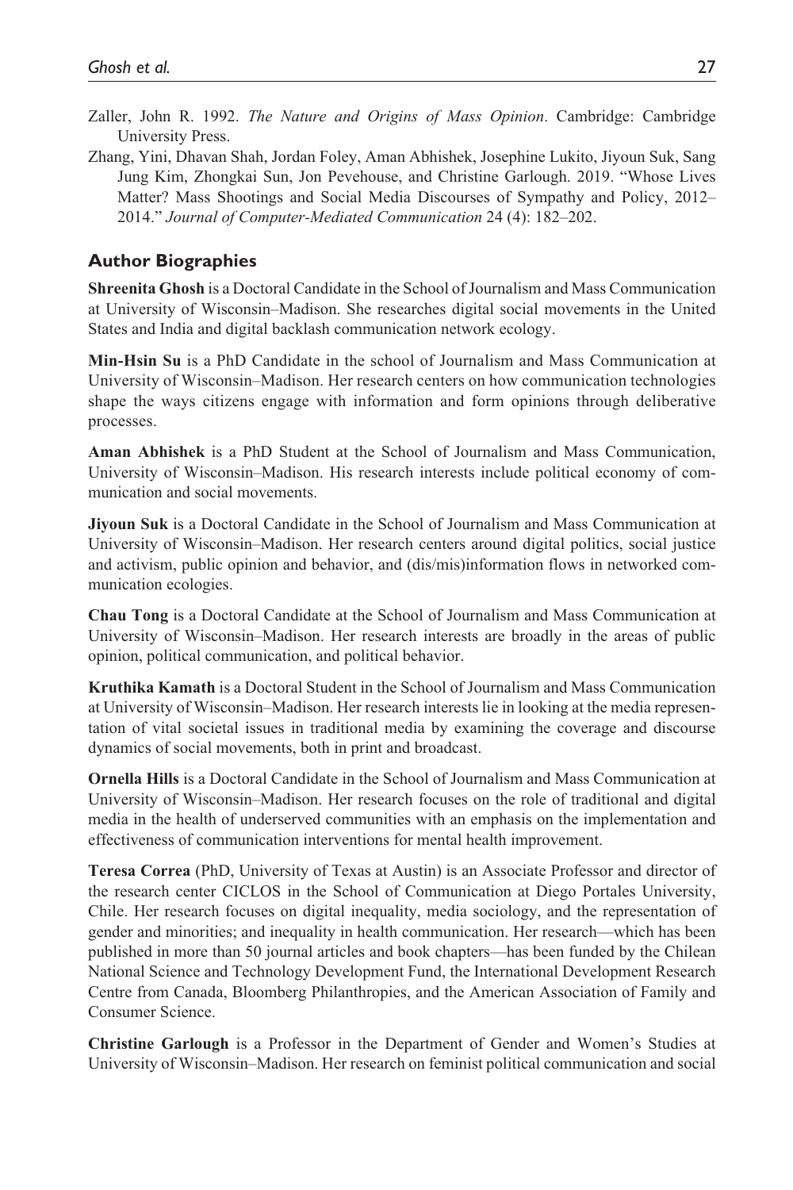Zaller, John R. 1992. *The Nature and Origins of Mass Opinion*. Cambridge: Cambridge University Press.

Zhang, Yini, Dhavan Shah, Jordan Foley, Aman Abhishek, Josephine Lukito, Jiyoun Suk, Sang Jung Kim, Zhongkai Sun, Jon Pevehouse, and Christine Garlough. 2019. "Whose Lives Matter? Mass Shootings and Social Media Discourses of Sympathy and Policy, 2012–2014." *Journal of Computer-Mediated Communication* 24 (4): 182–202.

## Author Biographies

**Shreenita Ghosh** is a Doctoral Candidate in the School of Journalism and Mass Communication at University of Wisconsin–Madison. She researches digital social movements in the United States and India and digital backlash communication network ecology.

**Min-Hsin Su** is a PhD Candidate in the school of Journalism and Mass Communication at University of Wisconsin–Madison. Her research centers on how communication technologies shape the ways citizens engage with information and form opinions through deliberative processes.

**Aman Abhishek** is a PhD Student at the School of Journalism and Mass Communication, University of Wisconsin–Madison. His research interests include political economy of communication and social movements.

**Jiyoun Suk** is a Doctoral Candidate in the School of Journalism and Mass Communication at University of Wisconsin–Madison. Her research centers around digital politics, social justice and activism, public opinion and behavior, and (dis/mis)information flows in networked communication ecologies.

**Chau Tong** is a Doctoral Candidate at the School of Journalism and Mass Communication at University of Wisconsin–Madison. Her research interests are broadly in the areas of public opinion, political communication, and political behavior.

**Kruthika Kamath** is a Doctoral Student in the School of Journalism and Mass Communication at University of Wisconsin–Madison. Her research interests lie in looking at the media representation of vital societal issues in traditional media by examining the coverage and discourse dynamics of social movements, both in print and broadcast.

**Ornella Hills** is a Doctoral Candidate in the School of Journalism and Mass Communication at University of Wisconsin–Madison. Her research focuses on the role of traditional and digital media in the health of underserved communities with an emphasis on the implementation and effectiveness of communication interventions for mental health improvement.

**Teresa Correa** (PhD, University of Texas at Austin) is an Associate Professor and director of the research center CICLOS in the School of Communication at Diego Portales University, Chile. Her research focuses on digital inequality, media sociology, and the representation of gender and minorities; and inequality in health communication. Her research—which has been published in more than 50 journal articles and book chapters—has been funded by the Chilean National Science and Technology Development Fund, the International Development Research Centre from Canada, Bloomberg Philanthropies, and the American Association of Family and Consumer Science.

**Christine Garlough** is a Professor in the Department of Gender and Women's Studies at University of Wisconsin–Madison. Her research on feminist political communication and social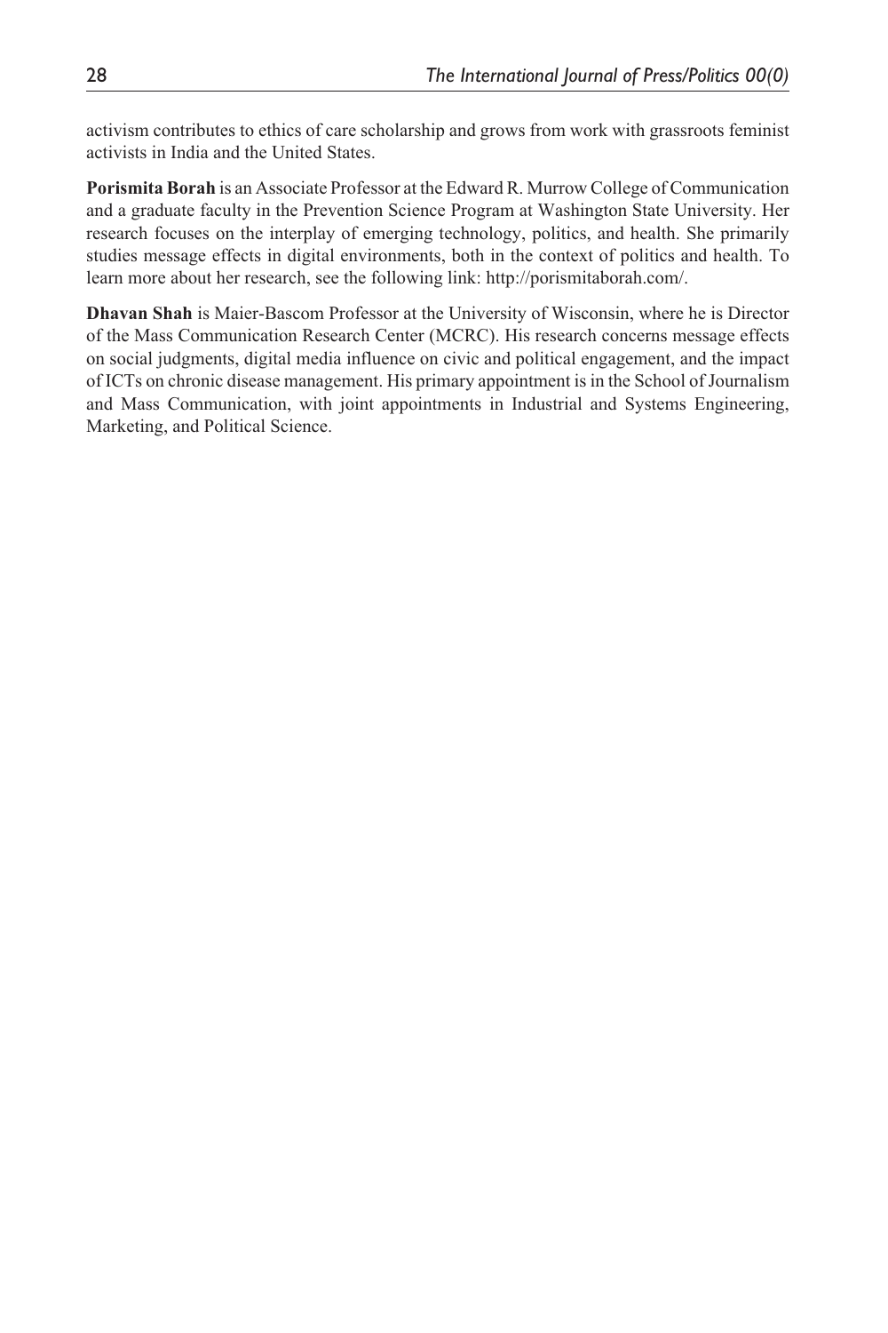activism contributes to ethics of care scholarship and grows from work with grassroots feminist activists in India and the United States.

**Porismita Borah** is an Associate Professor at the Edward R. Murrow College of Communication and a graduate faculty in the Prevention Science Program at Washington State University. Her research focuses on the interplay of emerging technology, politics, and health. She primarily studies message effects in digital environments, both in the context of politics and health. To learn more about her research, see the following link: http://porismitaborah.com/.

**Dhavan Shah** is Maier-Bascom Professor at the University of Wisconsin, where he is Director of the Mass Communication Research Center (MCRC). His research concerns message effects on social judgments, digital media influence on civic and political engagement, and the impact of ICTs on chronic disease management. His primary appointment is in the School of Journalism and Mass Communication, with joint appointments in Industrial and Systems Engineering, Marketing, and Political Science.